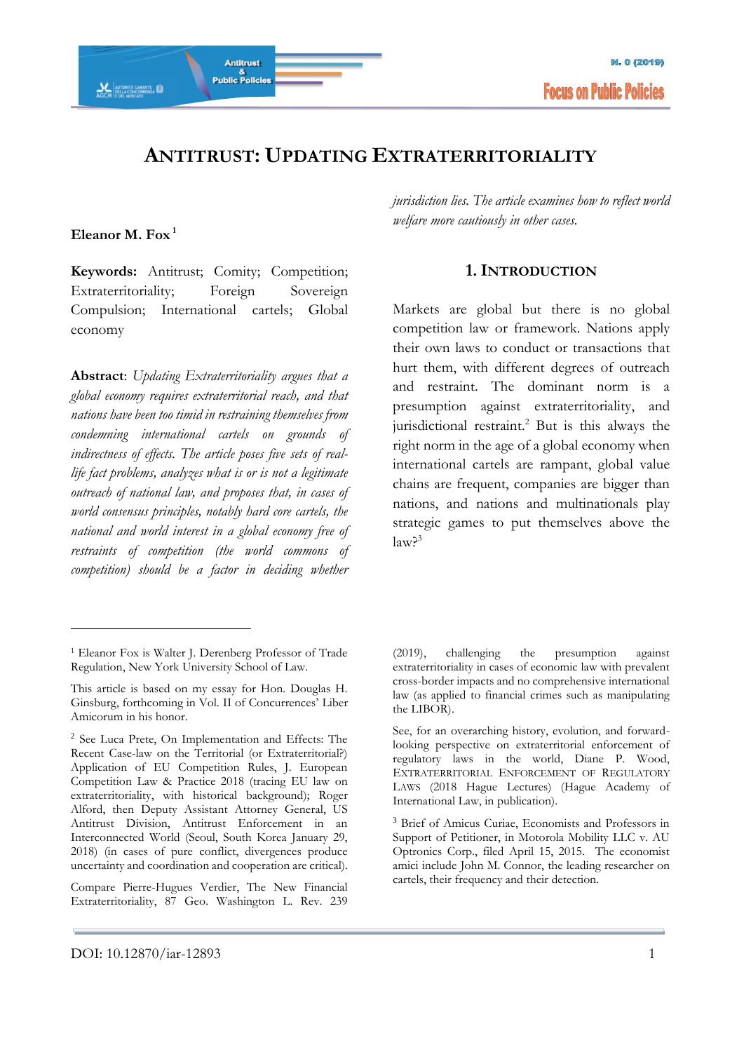# ANTITRUST: UPDATING EXTRATERRITORIALITY

**Eleanor M. Fox** [1]

**Keywords:** Antitrust; Comity; Competition; Extraterritoriality; Foreign Sovereign Compulsion; International cartels; Global economy

**Abstract**: *Updating Extraterritoriality argues that a global economy requires extraterritorial reach, and that nations have been too timid in restraining themselves from condemning international cartels on grounds of indirectness of effects. The article poses five sets of real-life fact problems, analyzes what is or is not a legitimate outreach of national law, and proposes that, in cases of world consensus principles, notably hard core cartels, the national and world interest in a global economy free of restraints of competition (the world commons of competition) should be a factor in deciding whether jurisdiction lies. The article examines how to reflect world welfare more cautiously in other cases.*

## 1. INTRODUCTION

Markets are global but there is no global competition law or framework. Nations apply their own laws to conduct or transactions that hurt them, with different degrees of outreach and restraint. The dominant norm is a presumption against extraterritoriality, and jurisdictional restraint.[2] But is this always the right norm in the age of a global economy when international cartels are rampant, global value chains are frequent, companies are bigger than nations, and nations and multinationals play strategic games to put themselves above the law?[3]

---

[1] Eleanor Fox is Walter J. Derenberg Professor of Trade Regulation, New York University School of Law.

This article is based on my essay for Hon. Douglas H. Ginsburg, forthcoming in Vol. II of Concurrences' Liber Amicorum in his honor.

[2] See Luca Prete, On Implementation and Effects: The Recent Case-law on the Territorial (or Extraterritorial?) Application of EU Competition Rules, J. European Competition Law & Practice 2018 (tracing EU law on extraterritoriality, with historical background); Roger Alford, then Deputy Assistant Attorney General, US Antitrust Division, Antitrust Enforcement in an Interconnected World (Seoul, South Korea January 29, 2018) (in cases of pure conflict, divergences produce uncertainty and coordination and cooperation are critical).

Compare Pierre-Hugues Verdier, The New Financial Extraterritoriality, 87 Geo. Washington L. Rev. 239 (2019), challenging the presumption against extraterritoriality in cases of economic law with prevalent cross-border impacts and no comprehensive international law (as applied to financial crimes such as manipulating the LIBOR).

See, for an overarching history, evolution, and forward-looking perspective on extraterritorial enforcement of regulatory laws in the world, Diane P. Wood, EXTRATERRITORIAL ENFORCEMENT OF REGULATORY LAWS (2018 Hague Lectures) (Hague Academy of International Law, in publication).

[3] Brief of Amicus Curiae, Economists and Professors in Support of Petitioner, in Motorola Mobility LLC v. AU Optronics Corp., filed April 15, 2015. The economist amici include John M. Connor, the leading researcher on cartels, their frequency and their detection.

DOI: 10.12870/iar-12893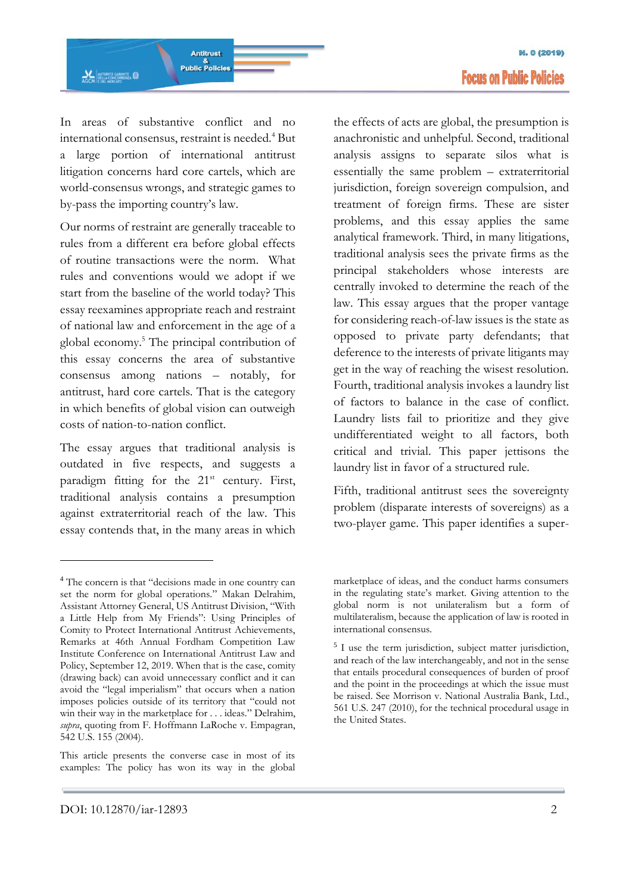In areas of substantive conflict and no international consensus, restraint is needed.[4] But a large portion of international antitrust litigation concerns hard core cartels, which are world-consensus wrongs, and strategic games to by-pass the importing country's law.

Our norms of restraint are generally traceable to rules from a different era before global effects of routine transactions were the norm. What rules and conventions would we adopt if we start from the baseline of the world today? This essay reexamines appropriate reach and restraint of national law and enforcement in the age of a global economy.[5] The principal contribution of this essay concerns the area of substantive consensus among nations – notably, for antitrust, hard core cartels. That is the category in which benefits of global vision can outweigh costs of nation-to-nation conflict.

The essay argues that traditional analysis is outdated in five respects, and suggests a paradigm fitting for the 21st century. First, traditional analysis contains a presumption against extraterritorial reach of the law. This essay contends that, in the many areas in which the effects of acts are global, the presumption is anachronistic and unhelpful. Second, traditional analysis assigns to separate silos what is essentially the same problem – extraterritorial jurisdiction, foreign sovereign compulsion, and treatment of foreign firms. These are sister problems, and this essay applies the same analytical framework. Third, in many litigations, traditional analysis sees the private firms as the principal stakeholders whose interests are centrally invoked to determine the reach of the law. This essay argues that the proper vantage for considering reach-of-law issues is the state as opposed to private party defendants; that deference to the interests of private litigants may get in the way of reaching the wisest resolution. Fourth, traditional analysis invokes a laundry list of factors to balance in the case of conflict. Laundry lists fail to prioritize and they give undifferentiated weight to all factors, both critical and trivial. This paper jettisons the laundry list in favor of a structured rule.

Fifth, traditional antitrust sees the sovereignty problem (disparate interests of sovereigns) as a two-player game. This paper identifies a super-

---

[4] The concern is that "decisions made in one country can set the norm for global operations." Makan Delrahim, Assistant Attorney General, US Antitrust Division, "With a Little Help from My Friends": Using Principles of Comity to Protect International Antitrust Achievements, Remarks at 46th Annual Fordham Competition Law Institute Conference on International Antitrust Law and Policy, September 12, 2019. When that is the case, comity (drawing back) can avoid unnecessary conflict and it can avoid the "legal imperialism" that occurs when a nation imposes policies outside of its territory that "could not win their way in the marketplace for . . . ideas." Delrahim, *supra*, quoting from F. Hoffmann LaRoche v. Empagran, 542 U.S. 155 (2004).

This article presents the converse case in most of its examples: The policy has won its way in the global marketplace of ideas, and the conduct harms consumers in the regulating state's market. Giving attention to the global norm is not unilateralism but a form of multilateralism, because the application of law is rooted in international consensus.

[5] I use the term jurisdiction, subject matter jurisdiction, and reach of the law interchangeably, and not in the sense that entails procedural consequences of burden of proof and the point in the proceedings at which the issue must be raised. See Morrison v. National Australia Bank, Ltd., 561 U.S. 247 (2010), for the technical procedural usage in the United States.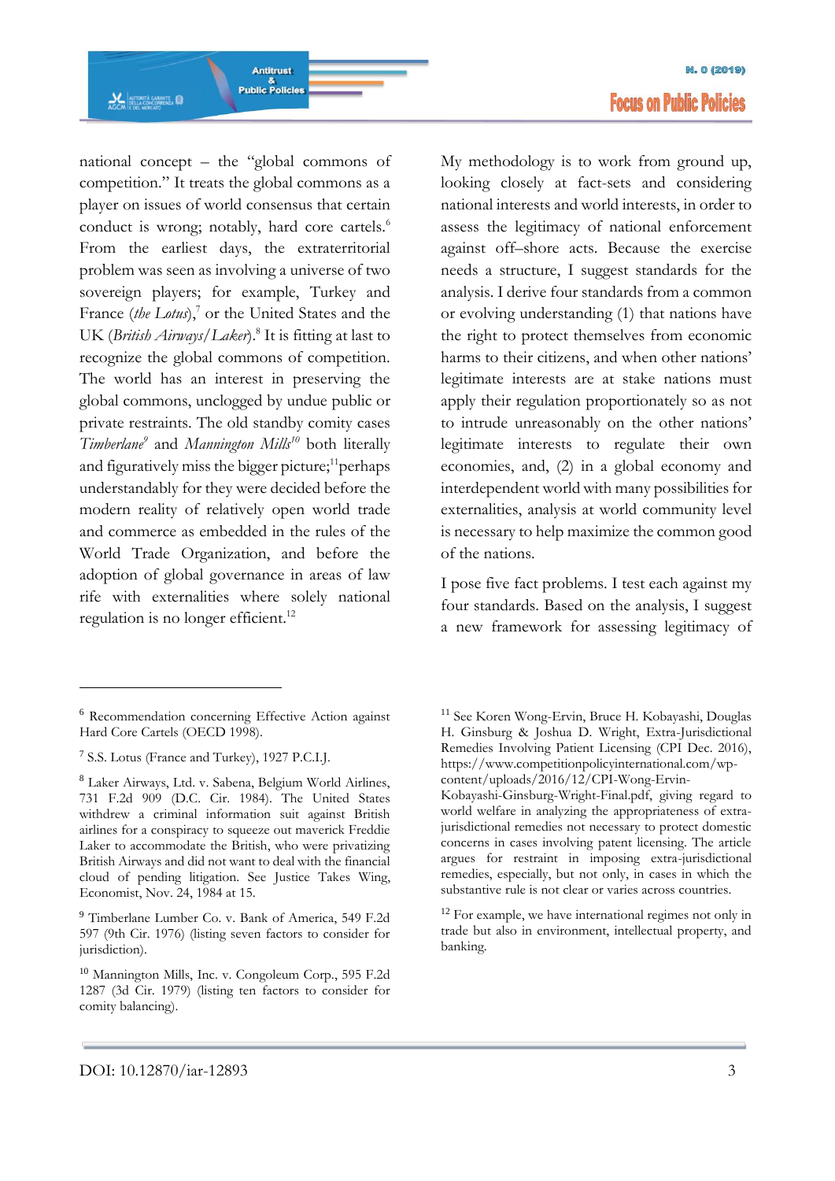national concept – the "global commons of competition." It treats the global commons as a player on issues of world consensus that certain conduct is wrong; notably, hard core cartels.[6] From the earliest days, the extraterritorial problem was seen as involving a universe of two sovereign players; for example, Turkey and France (*the Lotus*),[7] or the United States and the UK (*British Airways/Laker*).[8] It is fitting at last to recognize the global commons of competition. The world has an interest in preserving the global commons, unclogged by undue public or private restraints. The old standby comity cases *Timberlane*[9] and *Mannington Mills*[10] both literally and figuratively miss the bigger picture;[11]perhaps understandably for they were decided before the modern reality of relatively open world trade and commerce as embedded in the rules of the World Trade Organization, and before the adoption of global governance in areas of law rife with externalities where solely national regulation is no longer efficient.[12]

My methodology is to work from ground up, looking closely at fact-sets and considering national interests and world interests, in order to assess the legitimacy of national enforcement against off–shore acts. Because the exercise needs a structure, I suggest standards for the analysis. I derive four standards from a common or evolving understanding (1) that nations have the right to protect themselves from economic harms to their citizens, and when other nations' legitimate interests are at stake nations must apply their regulation proportionately so as not to intrude unreasonably on the other nations' legitimate interests to regulate their own economies, and, (2) in a global economy and interdependent world with many possibilities for externalities, analysis at world community level is necessary to help maximize the common good of the nations.

I pose five fact problems. I test each against my four standards. Based on the analysis, I suggest a new framework for assessing legitimacy of

---

[6] Recommendation concerning Effective Action against Hard Core Cartels (OECD 1998).

[7] S.S. Lotus (France and Turkey), 1927 P.C.I.J.

[8] Laker Airways, Ltd. v. Sabena, Belgium World Airlines, 731 F.2d 909 (D.C. Cir. 1984). The United States withdrew a criminal information suit against British airlines for a conspiracy to squeeze out maverick Freddie Laker to accommodate the British, who were privatizing British Airways and did not want to deal with the financial cloud of pending litigation. See Justice Takes Wing, Economist, Nov. 24, 1984 at 15.

[9] Timberlane Lumber Co. v. Bank of America, 549 F.2d 597 (9th Cir. 1976) (listing seven factors to consider for jurisdiction).

[10] Mannington Mills, Inc. v. Congoleum Corp., 595 F.2d 1287 (3d Cir. 1979) (listing ten factors to consider for comity balancing).

[11] See Koren Wong-Ervin, Bruce H. Kobayashi, Douglas H. Ginsburg & Joshua D. Wright, Extra-Jurisdictional Remedies Involving Patent Licensing (CPI Dec. 2016), https://www.competitionpolicyinternational.com/wp-content/uploads/2016/12/CPI-Wong-Ervin-Kobayashi-Ginsburg-Wright-Final.pdf, giving regard to world welfare in analyzing the appropriateness of extra-jurisdictional remedies not necessary to protect domestic concerns in cases involving patent licensing. The article argues for restraint in imposing extra-jurisdictional remedies, especially, but not only, in cases in which the substantive rule is not clear or varies across countries.

[12] For example, we have international regimes not only in trade but also in environment, intellectual property, and banking.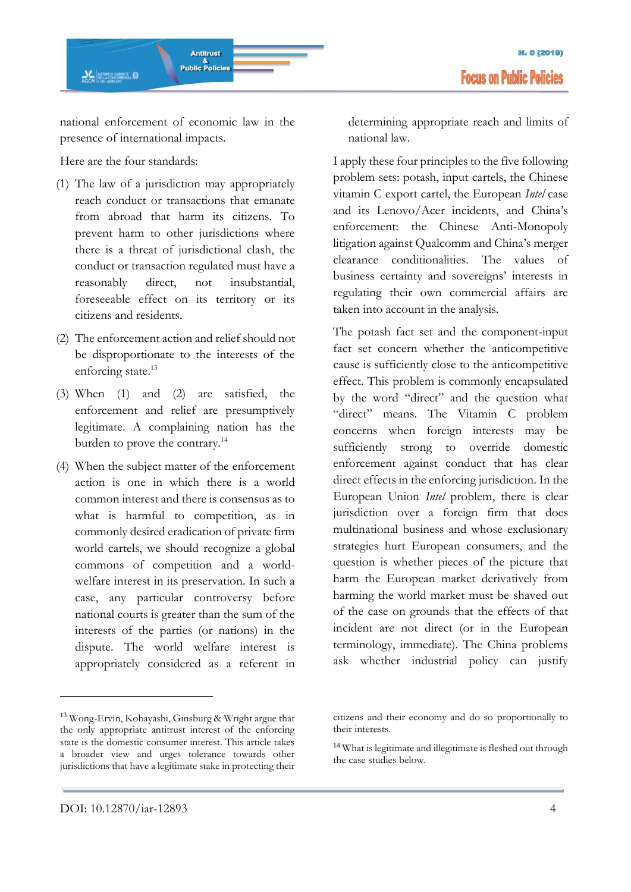national enforcement of economic law in the presence of international impacts.

Here are the four standards:

(1) The law of a jurisdiction may appropriately reach conduct or transactions that emanate from abroad that harm its citizens. To prevent harm to other jurisdictions where there is a threat of jurisdictional clash, the conduct or transaction regulated must have a reasonably direct, not insubstantial, foreseeable effect on its territory or its citizens and residents.

(2) The enforcement action and relief should not be disproportionate to the interests of the enforcing state.[13]

(3) When (1) and (2) are satisfied, the enforcement and relief are presumptively legitimate. A complaining nation has the burden to prove the contrary.[14]

(4) When the subject matter of the enforcement action is one in which there is a world common interest and there is consensus as to what is harmful to competition, as in commonly desired eradication of private firm world cartels, we should recognize a global commons of competition and a world-welfare interest in its preservation. In such a case, any particular controversy before national courts is greater than the sum of the interests of the parties (or nations) in the dispute. The world welfare interest is appropriately considered as a referent in determining appropriate reach and limits of national law.

I apply these four principles to the five following problem sets: potash, input cartels, the Chinese vitamin C export cartel, the European *Intel* case and its Lenovo/Acer incidents, and China's enforcement: the Chinese Anti-Monopoly litigation against Qualcomm and China's merger clearance conditionalities. The values of business certainty and sovereigns' interests in regulating their own commercial affairs are taken into account in the analysis.

The potash fact set and the component-input fact set concern whether the anticompetitive cause is sufficiently close to the anticompetitive effect. This problem is commonly encapsulated by the word "direct" and the question what "direct" means. The Vitamin C problem concerns when foreign interests may be sufficiently strong to override domestic enforcement against conduct that has clear direct effects in the enforcing jurisdiction. In the European Union *Intel* problem, there is clear jurisdiction over a foreign firm that does multinational business and whose exclusionary strategies hurt European consumers, and the question is whether pieces of the picture that harm the European market derivatively from harming the world market must be shaved out of the case on grounds that the effects of that incident are not direct (or in the European terminology, immediate). The China problems ask whether industrial policy can justify

---

[13] Wong-Ervin, Kobayashi, Ginsburg & Wright argue that the only appropriate antitrust interest of the enforcing state is the domestic consumer interest. This article takes a broader view and urges tolerance towards other jurisdictions that have a legitimate stake in protecting their citizens and their economy and do so proportionally to their interests.

[14] What is legitimate and illegitimate is fleshed out through the case studies below.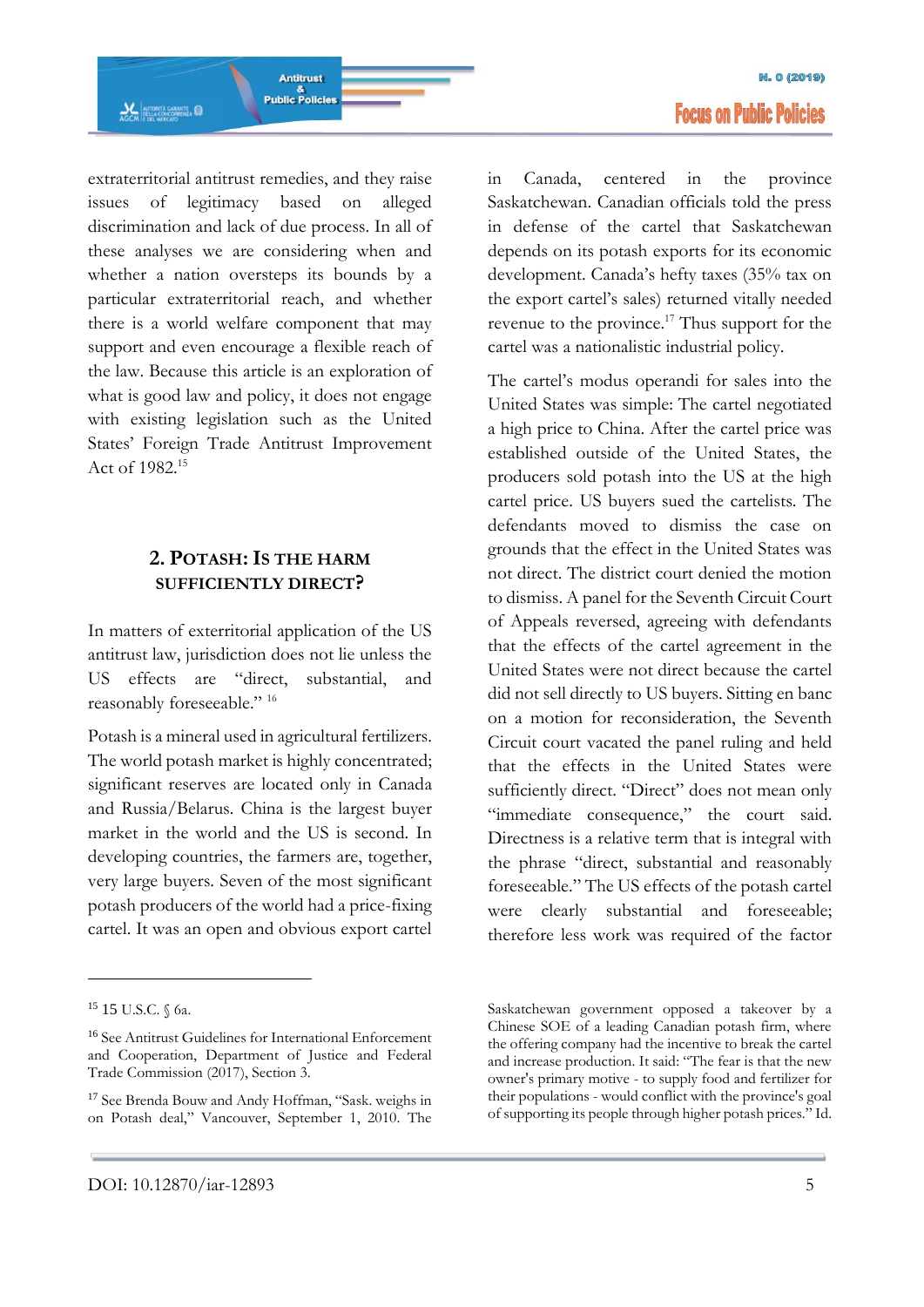extraterritorial antitrust remedies, and they raise issues of legitimacy based on alleged discrimination and lack of due process. In all of these analyses we are considering when and whether a nation oversteps its bounds by a particular extraterritorial reach, and whether there is a world welfare component that may support and even encourage a flexible reach of the law. Because this article is an exploration of what is good law and policy, it does not engage with existing legislation such as the United States' Foreign Trade Antitrust Improvement Act of 1982.[15]

## 2. Potash: Is the harm sufficiently direct?

In matters of exterritorial application of the US antitrust law, jurisdiction does not lie unless the US effects are "direct, substantial, and reasonably foreseeable." [16]

Potash is a mineral used in agricultural fertilizers. The world potash market is highly concentrated; significant reserves are located only in Canada and Russia/Belarus. China is the largest buyer market in the world and the US is second. In developing countries, the farmers are, together, very large buyers. Seven of the most significant potash producers of the world had a price-fixing cartel. It was an open and obvious export cartel in Canada, centered in the province Saskatchewan. Canadian officials told the press in defense of the cartel that Saskatchewan depends on its potash exports for its economic development. Canada's hefty taxes (35% tax on the export cartel's sales) returned vitally needed revenue to the province.[17] Thus support for the cartel was a nationalistic industrial policy.

The cartel's modus operandi for sales into the United States was simple: The cartel negotiated a high price to China. After the cartel price was established outside of the United States, the producers sold potash into the US at the high cartel price. US buyers sued the cartelists. The defendants moved to dismiss the case on grounds that the effect in the United States was not direct. The district court denied the motion to dismiss. A panel for the Seventh Circuit Court of Appeals reversed, agreeing with defendants that the effects of the cartel agreement in the United States were not direct because the cartel did not sell directly to US buyers. Sitting en banc on a motion for reconsideration, the Seventh Circuit court vacated the panel ruling and held that the effects in the United States were sufficiently direct. "Direct" does not mean only "immediate consequence," the court said. Directness is a relative term that is integral with the phrase "direct, substantial and reasonably foreseeable." The US effects of the potash cartel were clearly substantial and foreseeable; therefore less work was required of the factor

---

[15] 15 U.S.C. § 6a.

[16] See Antitrust Guidelines for International Enforcement and Cooperation, Department of Justice and Federal Trade Commission (2017), Section 3.

[17] See Brenda Bouw and Andy Hoffman, "Sask. weighs in on Potash deal," Vancouver, September 1, 2010. The Saskatchewan government opposed a takeover by a Chinese SOE of a leading Canadian potash firm, where the offering company had the incentive to break the cartel and increase production. It said: "The fear is that the new owner's primary motive - to supply food and fertilizer for their populations - would conflict with the province's goal of supporting its people through higher potash prices." Id.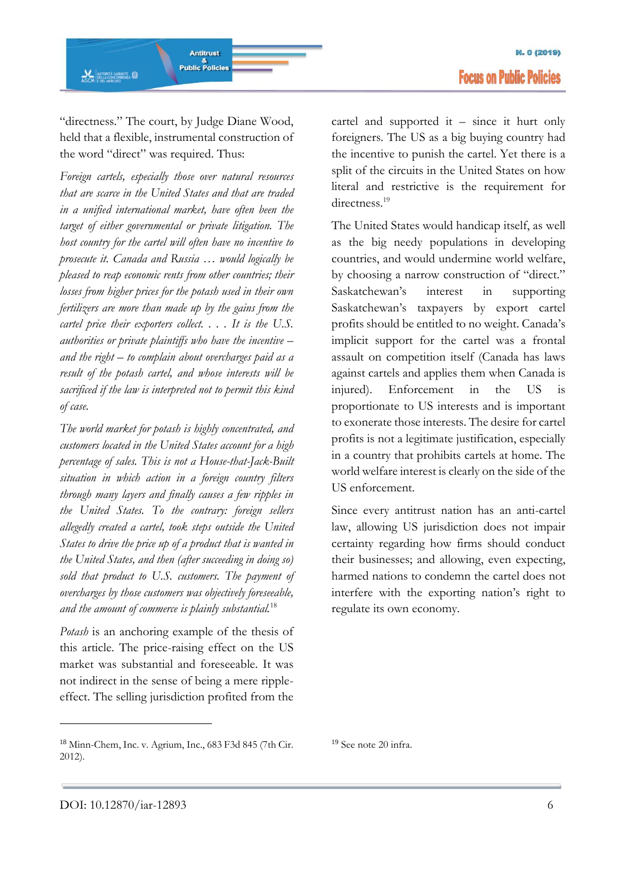"directness." The court, by Judge Diane Wood, held that a flexible, instrumental construction of the word "direct" was required. Thus:

*Foreign cartels, especially those over natural resources that are scarce in the United States and that are traded in a unified international market, have often been the target of either governmental or private litigation. The host country for the cartel will often have no incentive to prosecute it. Canada and Russia … would logically be pleased to reap economic rents from other countries; their losses from higher prices for the potash used in their own fertilizers are more than made up by the gains from the cartel price their exporters collect. . . . It is the U.S. authorities or private plaintiffs who have the incentive – and the right – to complain about overcharges paid as a result of the potash cartel, and whose interests will be sacrificed if the law is interpreted not to permit this kind of case.*

*The world market for potash is highly concentrated, and customers located in the United States account for a high percentage of sales. This is not a House-that-Jack-Built situation in which action in a foreign country filters through many layers and finally causes a few ripples in the United States. To the contrary: foreign sellers allegedly created a cartel, took steps outside the United States to drive the price up of a product that is wanted in the United States, and then (after succeeding in doing so) sold that product to U.S. customers. The payment of overcharges by those customers was objectively foreseeable, and the amount of commerce is plainly substantial.*[18]

*Potash* is an anchoring example of the thesis of this article. The price-raising effect on the US market was substantial and foreseeable. It was not indirect in the sense of being a mere ripple-effect. The selling jurisdiction profited from the cartel and supported it – since it hurt only foreigners. The US as a big buying country had the incentive to punish the cartel. Yet there is a split of the circuits in the United States on how literal and restrictive is the requirement for directness.[19]

The United States would handicap itself, as well as the big needy populations in developing countries, and would undermine world welfare, by choosing a narrow construction of "direct." Saskatchewan's interest in supporting Saskatchewan's taxpayers by export cartel profits should be entitled to no weight. Canada's implicit support for the cartel was a frontal assault on competition itself (Canada has laws against cartels and applies them when Canada is injured). Enforcement in the US is proportionate to US interests and is important to exonerate those interests. The desire for cartel profits is not a legitimate justification, especially in a country that prohibits cartels at home. The world welfare interest is clearly on the side of the US enforcement.

Since every antitrust nation has an anti-cartel law, allowing US jurisdiction does not impair certainty regarding how firms should conduct their businesses; and allowing, even expecting, harmed nations to condemn the cartel does not interfere with the exporting nation's right to regulate its own economy.

---

[18] Minn-Chem, Inc. v. Agrium, Inc., 683 F3d 845 (7th Cir. 2012).

[19] See note 20 infra.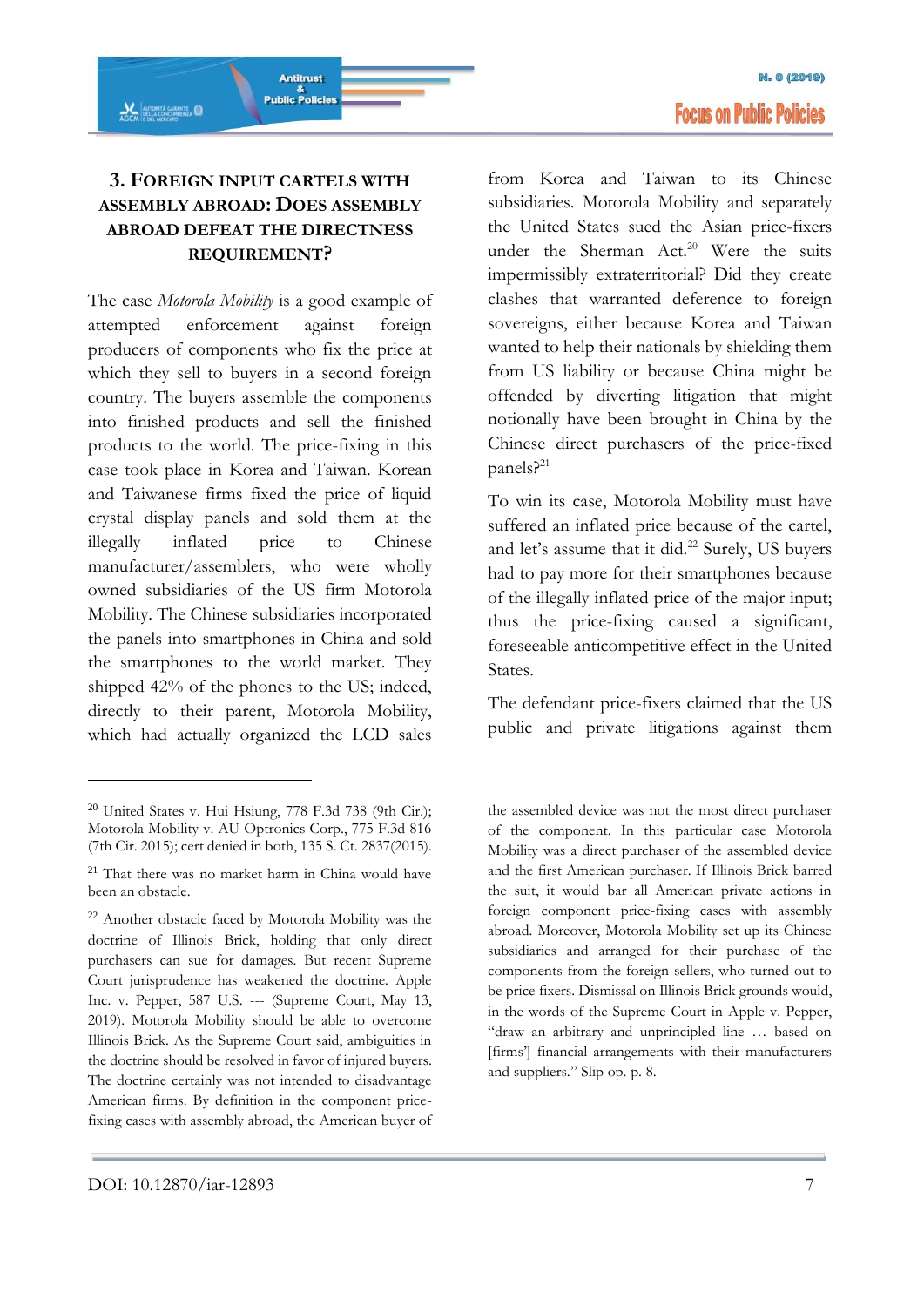## 3. Foreign Input Cartels with Assembly Abroad: Does Assembly Abroad Defeat the Directness Requirement?

The case *Motorola Mobility* is a good example of attempted enforcement against foreign producers of components who fix the price at which they sell to buyers in a second foreign country. The buyers assemble the components into finished products and sell the finished products to the world. The price-fixing in this case took place in Korea and Taiwan. Korean and Taiwanese firms fixed the price of liquid crystal display panels and sold them at the illegally inflated price to Chinese manufacturer/assemblers, who were wholly owned subsidiaries of the US firm Motorola Mobility. The Chinese subsidiaries incorporated the panels into smartphones in China and sold the smartphones to the world market. They shipped 42% of the phones to the US; indeed, directly to their parent, Motorola Mobility, which had actually organized the LCD sales from Korea and Taiwan to its Chinese subsidiaries. Motorola Mobility and separately the United States sued the Asian price-fixers under the Sherman Act.[20] Were the suits impermissibly extraterritorial? Did they create clashes that warranted deference to foreign sovereigns, either because Korea and Taiwan wanted to help their nationals by shielding them from US liability or because China might be offended by diverting litigation that might notionally have been brought in China by the Chinese direct purchasers of the price-fixed panels?[21]

To win its case, Motorola Mobility must have suffered an inflated price because of the cartel, and let's assume that it did.[22] Surely, US buyers had to pay more for their smartphones because of the illegally inflated price of the major input; thus the price-fixing caused a significant, foreseeable anticompetitive effect in the United States.

The defendant price-fixers claimed that the US public and private litigations against them

---

[20] United States v. Hui Hsiung, 778 F.3d 738 (9th Cir.); Motorola Mobility v. AU Optronics Corp., 775 F.3d 816 (7th Cir. 2015); cert denied in both, 135 S. Ct. 2837(2015).

[21] That there was no market harm in China would have been an obstacle.

[22] Another obstacle faced by Motorola Mobility was the doctrine of Illinois Brick, holding that only direct purchasers can sue for damages. But recent Supreme Court jurisprudence has weakened the doctrine. Apple Inc. v. Pepper, 587 U.S. --- (Supreme Court, May 13, 2019). Motorola Mobility should be able to overcome Illinois Brick. As the Supreme Court said, ambiguities in the doctrine should be resolved in favor of injured buyers. The doctrine certainly was not intended to disadvantage American firms. By definition in the component price-fixing cases with assembly abroad, the American buyer of the assembled device was not the most direct purchaser of the component. In this particular case Motorola Mobility was a direct purchaser of the assembled device and the first American purchaser. If Illinois Brick barred the suit, it would bar all American private actions in foreign component price-fixing cases with assembly abroad. Moreover, Motorola Mobility set up its Chinese subsidiaries and arranged for their purchase of the components from the foreign sellers, who turned out to be price fixers. Dismissal on Illinois Brick grounds would, in the words of the Supreme Court in Apple v. Pepper, "draw an arbitrary and unprincipled line … based on [firms'] financial arrangements with their manufacturers and suppliers." Slip op. p. 8.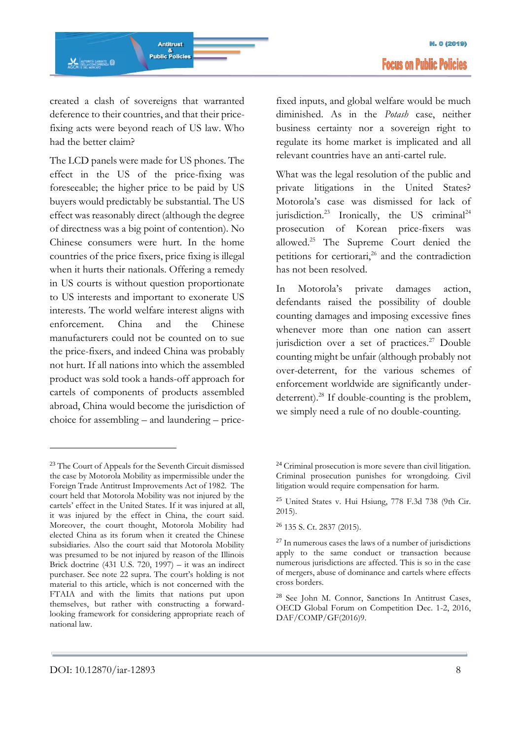created a clash of sovereigns that warranted deference to their countries, and that their price-fixing acts were beyond reach of US law. Who had the better claim?

The LCD panels were made for US phones. The effect in the US of the price-fixing was foreseeable; the higher price to be paid by US buyers would predictably be substantial. The US effect was reasonably direct (although the degree of directness was a big point of contention). No Chinese consumers were hurt. In the home countries of the price fixers, price fixing is illegal when it hurts their nationals. Offering a remedy in US courts is without question proportionate to US interests and important to exonerate US interests. The world welfare interest aligns with enforcement. China and the Chinese manufacturers could not be counted on to sue the price-fixers, and indeed China was probably not hurt. If all nations into which the assembled product was sold took a hands-off approach for cartels of components of products assembled abroad, China would become the jurisdiction of choice for assembling – and laundering – price-fixed inputs, and global welfare would be much diminished. As in the *Potash* case, neither business certainty nor a sovereign right to regulate its home market is implicated and all relevant countries have an anti-cartel rule.

What was the legal resolution of the public and private litigations in the United States? Motorola's case was dismissed for lack of jurisdiction.[23] Ironically, the US criminal[24] prosecution of Korean price-fixers was allowed.[25] The Supreme Court denied the petitions for certiorari,[26] and the contradiction has not been resolved.

In Motorola's private damages action, defendants raised the possibility of double counting damages and imposing excessive fines whenever more than one nation can assert jurisdiction over a set of practices.[27] Double counting might be unfair (although probably not over-deterrent, for the various schemes of enforcement worldwide are significantly under-deterrent).[28] If double-counting is the problem, we simply need a rule of no double-counting.

---

[23] The Court of Appeals for the Seventh Circuit dismissed the case by Motorola Mobility as impermissible under the Foreign Trade Antitrust Improvements Act of 1982. The court held that Motorola Mobility was not injured by the cartels' effect in the United States. If it was injured at all, it was injured by the effect in China, the court said. Moreover, the court thought, Motorola Mobility had elected China as its forum when it created the Chinese subsidiaries. Also the court said that Motorola Mobility was presumed to be not injured by reason of the Illinois Brick doctrine (431 U.S. 720, 1997) – it was an indirect purchaser. See note 22 supra. The court's holding is not material to this article, which is not concerned with the FTAIA and with the limits that nations put upon themselves, but rather with constructing a forward-looking framework for considering appropriate reach of national law.

[24] Criminal prosecution is more severe than civil litigation. Criminal prosecution punishes for wrongdoing. Civil litigation would require compensation for harm.

[25] United States v. Hui Hsiung, 778 F.3d 738 (9th Cir. 2015).

[26] 135 S. Ct. 2837 (2015).

[27] In numerous cases the laws of a number of jurisdictions apply to the same conduct or transaction because numerous jurisdictions are affected. This is so in the case of mergers, abuse of dominance and cartels where effects cross borders.

[28] See John M. Connor, Sanctions In Antitrust Cases, OECD Global Forum on Competition Dec. 1-2, 2016, DAF/COMP/GF(2016)9.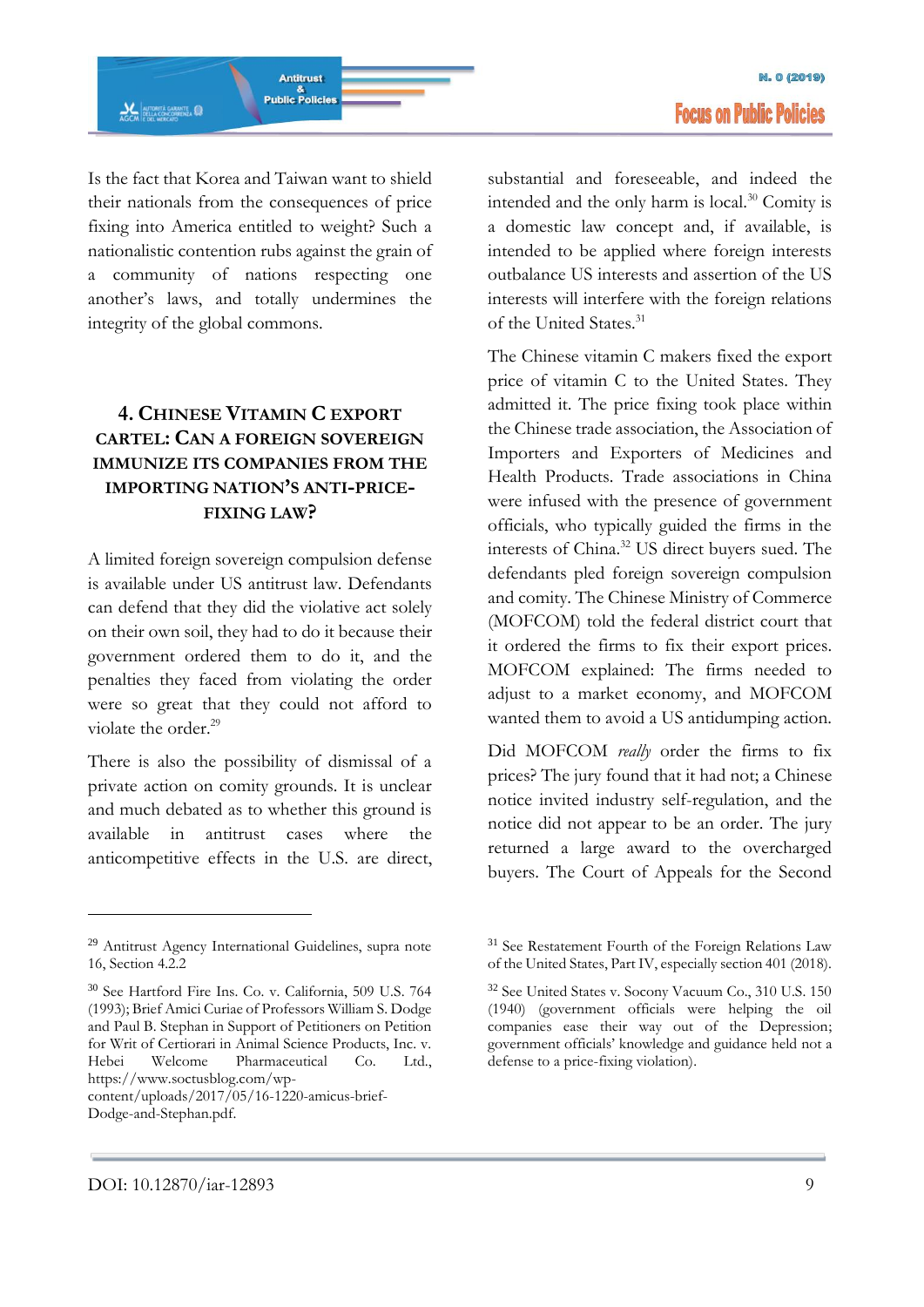Is the fact that Korea and Taiwan want to shield their nationals from the consequences of price fixing into America entitled to weight? Such a nationalistic contention rubs against the grain of a community of nations respecting one another's laws, and totally undermines the integrity of the global commons.

## 4. Chinese Vitamin C export cartel: Can a foreign sovereign immunize its companies from the importing nation's anti-price-fixing law?

A limited foreign sovereign compulsion defense is available under US antitrust law. Defendants can defend that they did the violative act solely on their own soil, they had to do it because their government ordered them to do it, and the penalties they faced from violating the order were so great that they could not afford to violate the order.[29]

There is also the possibility of dismissal of a private action on comity grounds. It is unclear and much debated as to whether this ground is available in antitrust cases where the anticompetitive effects in the U.S. are direct, substantial and foreseeable, and indeed the intended and the only harm is local.[30] Comity is a domestic law concept and, if available, is intended to be applied where foreign interests outbalance US interests and assertion of the US interests will interfere with the foreign relations of the United States.[31]

The Chinese vitamin C makers fixed the export price of vitamin C to the United States. They admitted it. The price fixing took place within the Chinese trade association, the Association of Importers and Exporters of Medicines and Health Products. Trade associations in China were infused with the presence of government officials, who typically guided the firms in the interests of China.[32] US direct buyers sued. The defendants pled foreign sovereign compulsion and comity. The Chinese Ministry of Commerce (MOFCOM) told the federal district court that it ordered the firms to fix their export prices. MOFCOM explained: The firms needed to adjust to a market economy, and MOFCOM wanted them to avoid a US antidumping action.

Did MOFCOM *really* order the firms to fix prices? The jury found that it had not; a Chinese notice invited industry self-regulation, and the notice did not appear to be an order. The jury returned a large award to the overcharged buyers. The Court of Appeals for the Second

---

[29] Antitrust Agency International Guidelines, supra note 16, Section 4.2.2

[30] See Hartford Fire Ins. Co. v. California, 509 U.S. 764 (1993); Brief Amici Curiae of Professors William S. Dodge and Paul B. Stephan in Support of Petitioners on Petition for Writ of Certiorari in Animal Science Products, Inc. v. Hebei Welcome Pharmaceutical Co. Ltd., https://www.soctusblog.com/wp-content/uploads/2017/05/16-1220-amicus-brief-Dodge-and-Stephan.pdf.

[31] See Restatement Fourth of the Foreign Relations Law of the United States, Part IV, especially section 401 (2018).

[32] See United States v. Socony Vacuum Co., 310 U.S. 150 (1940) (government officials were helping the oil companies ease their way out of the Depression; government officials' knowledge and guidance held not a defense to a price-fixing violation).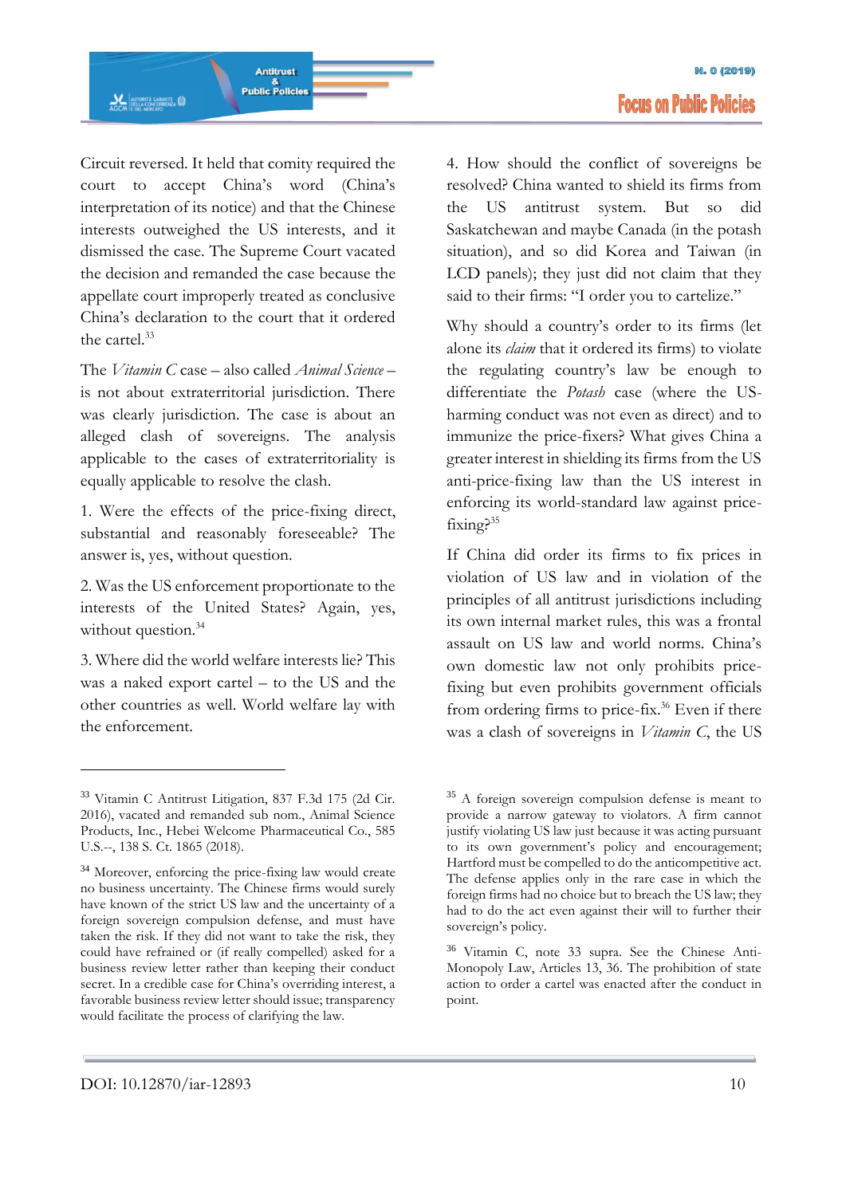Circuit reversed. It held that comity required the court to accept China's word (China's interpretation of its notice) and that the Chinese interests outweighed the US interests, and it dismissed the case. The Supreme Court vacated the decision and remanded the case because the appellate court improperly treated as conclusive China's declaration to the court that it ordered the cartel.[33]

The *Vitamin C* case – also called *Animal Science* – is not about extraterritorial jurisdiction. There was clearly jurisdiction. The case is about an alleged clash of sovereigns. The analysis applicable to the cases of extraterritoriality is equally applicable to resolve the clash.

1. Were the effects of the price-fixing direct, substantial and reasonably foreseeable? The answer is, yes, without question.

2. Was the US enforcement proportionate to the interests of the United States? Again, yes, without question.[34]

3. Where did the world welfare interests lie? This was a naked export cartel – to the US and the other countries as well. World welfare lay with the enforcement.

4. How should the conflict of sovereigns be resolved? China wanted to shield its firms from the US antitrust system. But so did Saskatchewan and maybe Canada (in the potash situation), and so did Korea and Taiwan (in LCD panels); they just did not claim that they said to their firms: "I order you to cartelize."

Why should a country's order to its firms (let alone its *claim* that it ordered its firms) to violate the regulating country's law be enough to differentiate the *Potash* case (where the US-harming conduct was not even as direct) and to immunize the price-fixers? What gives China a greater interest in shielding its firms from the US anti-price-fixing law than the US interest in enforcing its world-standard law against price-fixing?[35]

If China did order its firms to fix prices in violation of US law and in violation of the principles of all antitrust jurisdictions including its own internal market rules, this was a frontal assault on US law and world norms. China's own domestic law not only prohibits price-fixing but even prohibits government officials from ordering firms to price-fix.[36] Even if there was a clash of sovereigns in *Vitamin C*, the US

---

[33] Vitamin C Antitrust Litigation, 837 F.3d 175 (2d Cir. 2016), vacated and remanded sub nom., Animal Science Products, Inc., Hebei Welcome Pharmaceutical Co., 585 U.S.--, 138 S. Ct. 1865 (2018).

[34] Moreover, enforcing the price-fixing law would create no business uncertainty. The Chinese firms would surely have known of the strict US law and the uncertainty of a foreign sovereign compulsion defense, and must have taken the risk. If they did not want to take the risk, they could have refrained or (if really compelled) asked for a business review letter rather than keeping their conduct secret. In a credible case for China's overriding interest, a favorable business review letter should issue; transparency would facilitate the process of clarifying the law.

[35] A foreign sovereign compulsion defense is meant to provide a narrow gateway to violators. A firm cannot justify violating US law just because it was acting pursuant to its own government's policy and encouragement; Hartford must be compelled to do the anticompetitive act. The defense applies only in the rare case in which the foreign firms had no choice but to breach the US law; they had to do the act even against their will to further their sovereign's policy.

[36] Vitamin C, note 33 supra. See the Chinese Anti-Monopoly Law, Articles 13, 36. The prohibition of state action to order a cartel was enacted after the conduct in point.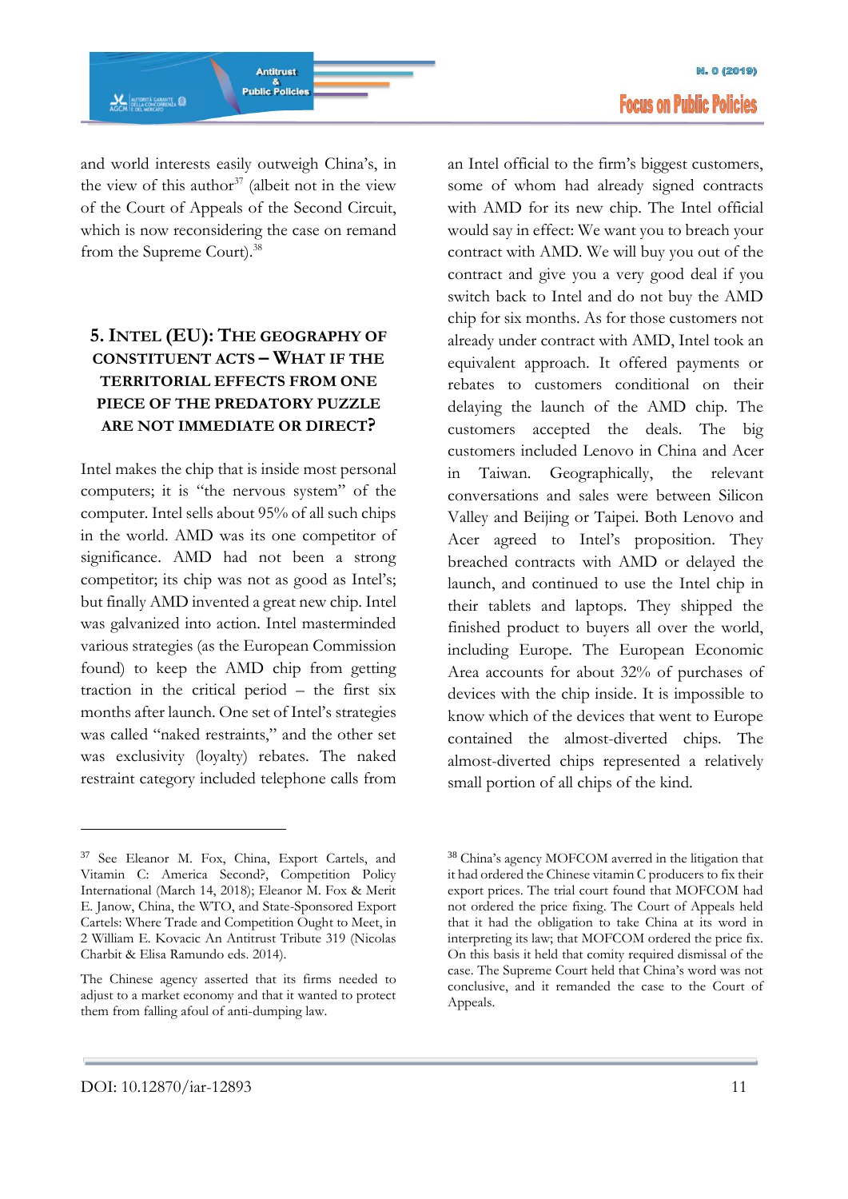and world interests easily outweigh China's, in the view of this author[37] (albeit not in the view of the Court of Appeals of the Second Circuit, which is now reconsidering the case on remand from the Supreme Court).[38]

## 5. Intel (EU): The geography of constituent acts – What if the territorial effects from one piece of the predatory puzzle are not immediate or direct?

Intel makes the chip that is inside most personal computers; it is "the nervous system" of the computer. Intel sells about 95% of all such chips in the world. AMD was its one competitor of significance. AMD had not been a strong competitor; its chip was not as good as Intel's; but finally AMD invented a great new chip. Intel was galvanized into action. Intel masterminded various strategies (as the European Commission found) to keep the AMD chip from getting traction in the critical period – the first six months after launch. One set of Intel's strategies was called "naked restraints," and the other set was exclusivity (loyalty) rebates. The naked restraint category included telephone calls from an Intel official to the firm's biggest customers, some of whom had already signed contracts with AMD for its new chip. The Intel official would say in effect: We want you to breach your contract with AMD. We will buy you out of the contract and give you a very good deal if you switch back to Intel and do not buy the AMD chip for six months. As for those customers not already under contract with AMD, Intel took an equivalent approach. It offered payments or rebates to customers conditional on their delaying the launch of the AMD chip. The customers accepted the deals. The big customers included Lenovo in China and Acer in Taiwan. Geographically, the relevant conversations and sales were between Silicon Valley and Beijing or Taipei. Both Lenovo and Acer agreed to Intel's proposition. They breached contracts with AMD or delayed the launch, and continued to use the Intel chip in their tablets and laptops. They shipped the finished product to buyers all over the world, including Europe. The European Economic Area accounts for about 32% of purchases of devices with the chip inside. It is impossible to know which of the devices that went to Europe contained the almost-diverted chips. The almost-diverted chips represented a relatively small portion of all chips of the kind.

---

[37] See Eleanor M. Fox, China, Export Cartels, and Vitamin C: America Second?, Competition Policy International (March 14, 2018); Eleanor M. Fox & Merit E. Janow, China, the WTO, and State-Sponsored Export Cartels: Where Trade and Competition Ought to Meet, in 2 William E. Kovacic An Antitrust Tribute 319 (Nicolas Charbit & Elisa Ramundo eds. 2014).

The Chinese agency asserted that its firms needed to adjust to a market economy and that it wanted to protect them from falling afoul of anti-dumping law.

[38] China's agency MOFCOM averred in the litigation that it had ordered the Chinese vitamin C producers to fix their export prices. The trial court found that MOFCOM had not ordered the price fixing. The Court of Appeals held that it had the obligation to take China at its word in interpreting its law; that MOFCOM ordered the price fix. On this basis it held that comity required dismissal of the case. The Supreme Court held that China's word was not conclusive, and it remanded the case to the Court of Appeals.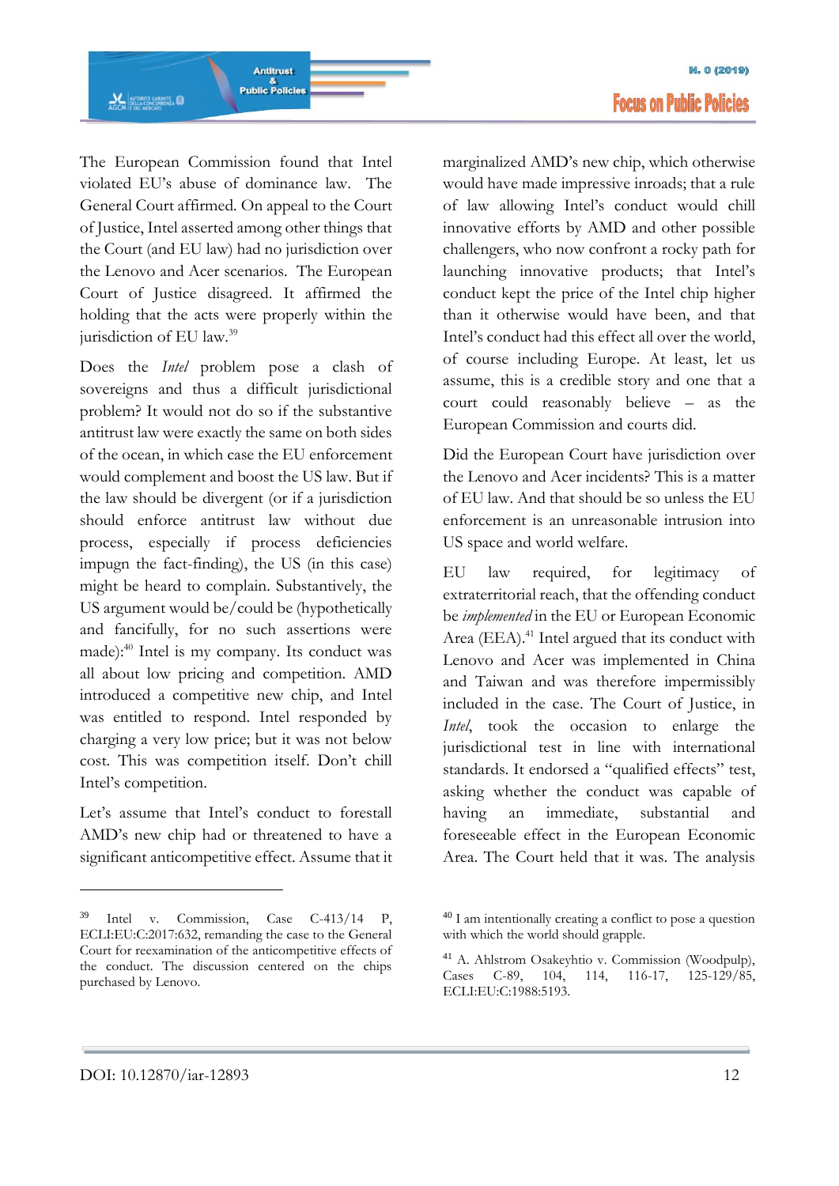The European Commission found that Intel violated EU's abuse of dominance law. The General Court affirmed. On appeal to the Court of Justice, Intel asserted among other things that the Court (and EU law) had no jurisdiction over the Lenovo and Acer scenarios. The European Court of Justice disagreed. It affirmed the holding that the acts were properly within the jurisdiction of EU law.[39]

Does the *Intel* problem pose a clash of sovereigns and thus a difficult jurisdictional problem? It would not do so if the substantive antitrust law were exactly the same on both sides of the ocean, in which case the EU enforcement would complement and boost the US law. But if the law should be divergent (or if a jurisdiction should enforce antitrust law without due process, especially if process deficiencies impugn the fact-finding), the US (in this case) might be heard to complain. Substantively, the US argument would be/could be (hypothetically and fancifully, for no such assertions were made):[40] Intel is my company. Its conduct was all about low pricing and competition. AMD introduced a competitive new chip, and Intel was entitled to respond. Intel responded by charging a very low price; but it was not below cost. This was competition itself. Don't chill Intel's competition.

Let's assume that Intel's conduct to forestall AMD's new chip had or threatened to have a significant anticompetitive effect. Assume that it marginalized AMD's new chip, which otherwise would have made impressive inroads; that a rule of law allowing Intel's conduct would chill innovative efforts by AMD and other possible challengers, who now confront a rocky path for launching innovative products; that Intel's conduct kept the price of the Intel chip higher than it otherwise would have been, and that Intel's conduct had this effect all over the world, of course including Europe. At least, let us assume, this is a credible story and one that a court could reasonably believe – as the European Commission and courts did.

Did the European Court have jurisdiction over the Lenovo and Acer incidents? This is a matter of EU law. And that should be so unless the EU enforcement is an unreasonable intrusion into US space and world welfare.

EU law required, for legitimacy of extraterritorial reach, that the offending conduct be *implemented* in the EU or European Economic Area (EEA).[41] Intel argued that its conduct with Lenovo and Acer was implemented in China and Taiwan and was therefore impermissibly included in the case. The Court of Justice, in *Intel*, took the occasion to enlarge the jurisdictional test in line with international standards. It endorsed a "qualified effects" test, asking whether the conduct was capable of having an immediate, substantial and foreseeable effect in the European Economic Area. The Court held that it was. The analysis

---

[39] Intel v. Commission, Case C-413/14 P, ECLI:EU:C:2017:632, remanding the case to the General Court for reexamination of the anticompetitive effects of the conduct. The discussion centered on the chips purchased by Lenovo.

[40] I am intentionally creating a conflict to pose a question with which the world should grapple.

[41] A. Ahlstrom Osakeyhtio v. Commission (Woodpulp), Cases C-89, 104, 114, 116-17, 125-129/85, ECLI:EU:C:1988:5193.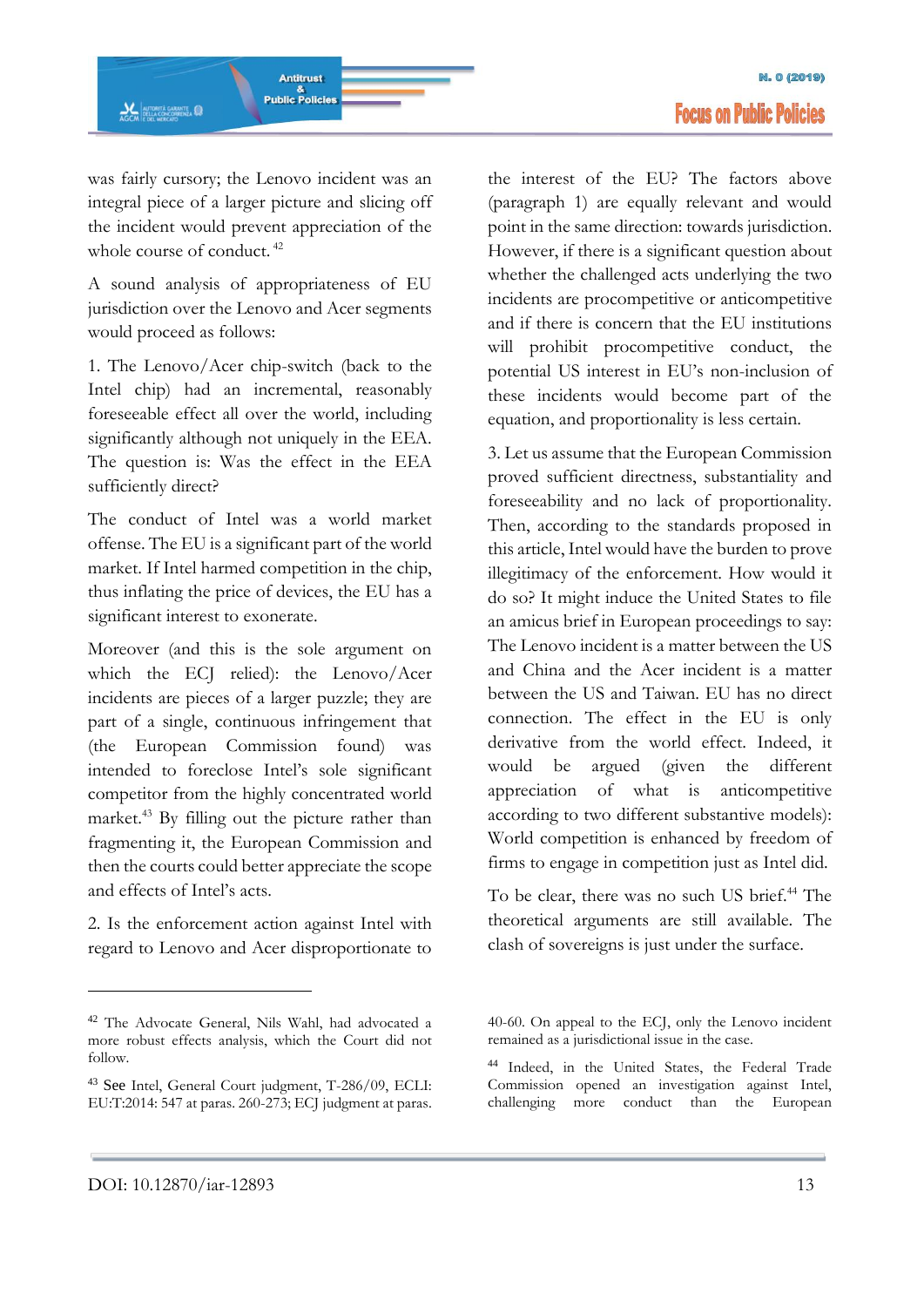was fairly cursory; the Lenovo incident was an integral piece of a larger picture and slicing off the incident would prevent appreciation of the whole course of conduct. [42]

A sound analysis of appropriateness of EU jurisdiction over the Lenovo and Acer segments would proceed as follows:

1. The Lenovo/Acer chip-switch (back to the Intel chip) had an incremental, reasonably foreseeable effect all over the world, including significantly although not uniquely in the EEA. The question is: Was the effect in the EEA sufficiently direct?

The conduct of Intel was a world market offense. The EU is a significant part of the world market. If Intel harmed competition in the chip, thus inflating the price of devices, the EU has a significant interest to exonerate.

Moreover (and this is the sole argument on which the ECJ relied): the Lenovo/Acer incidents are pieces of a larger puzzle; they are part of a single, continuous infringement that (the European Commission found) was intended to foreclose Intel's sole significant competitor from the highly concentrated world market.[43] By filling out the picture rather than fragmenting it, the European Commission and then the courts could better appreciate the scope and effects of Intel's acts.

2. Is the enforcement action against Intel with regard to Lenovo and Acer disproportionate to the interest of the EU? The factors above (paragraph 1) are equally relevant and would point in the same direction: towards jurisdiction. However, if there is a significant question about whether the challenged acts underlying the two incidents are procompetitive or anticompetitive and if there is concern that the EU institutions will prohibit procompetitive conduct, the potential US interest in EU's non-inclusion of these incidents would become part of the equation, and proportionality is less certain.

3. Let us assume that the European Commission proved sufficient directness, substantiality and foreseeability and no lack of proportionality. Then, according to the standards proposed in this article, Intel would have the burden to prove illegitimacy of the enforcement. How would it do so? It might induce the United States to file an amicus brief in European proceedings to say: The Lenovo incident is a matter between the US and China and the Acer incident is a matter between the US and Taiwan. EU has no direct connection. The effect in the EU is only derivative from the world effect. Indeed, it would be argued (given the different appreciation of what is anticompetitive according to two different substantive models): World competition is enhanced by freedom of firms to engage in competition just as Intel did.

To be clear, there was no such US brief.[44] The theoretical arguments are still available. The clash of sovereigns is just under the surface.

---

[42] The Advocate General, Nils Wahl, had advocated a more robust effects analysis, which the Court did not follow.

[43] See Intel, General Court judgment, T-286/09, ECLI: EU:T:2014: 547 at paras. 260-273; ECJ judgment at paras. 40-60. On appeal to the ECJ, only the Lenovo incident remained as a jurisdictional issue in the case.

[44] Indeed, in the United States, the Federal Trade Commission opened an investigation against Intel, challenging more conduct than the European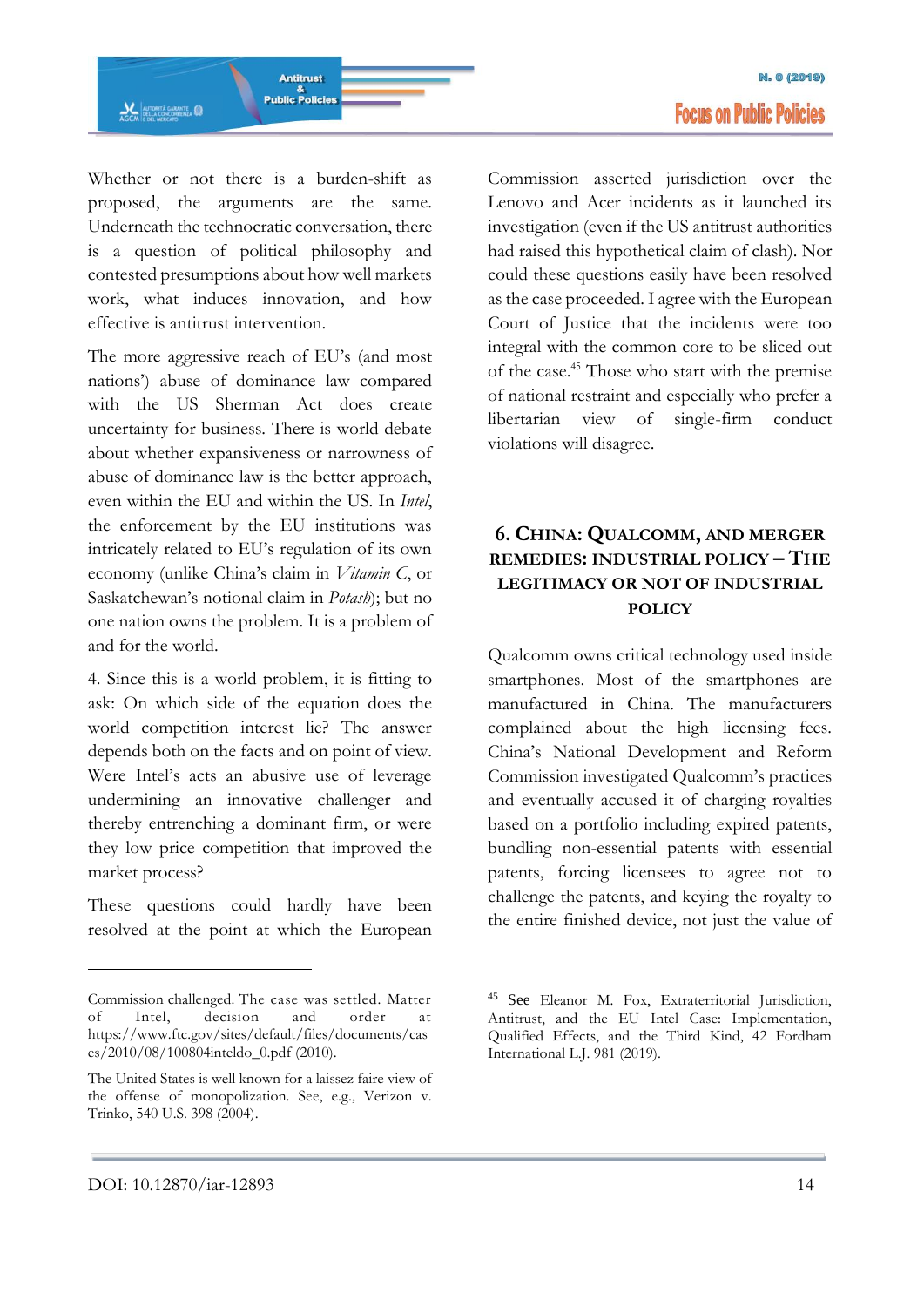Whether or not there is a burden-shift as proposed, the arguments are the same. Underneath the technocratic conversation, there is a question of political philosophy and contested presumptions about how well markets work, what induces innovation, and how effective is antitrust intervention.

The more aggressive reach of EU's (and most nations') abuse of dominance law compared with the US Sherman Act does create uncertainty for business. There is world debate about whether expansiveness or narrowness of abuse of dominance law is the better approach, even within the EU and within the US. In *Intel*, the enforcement by the EU institutions was intricately related to EU's regulation of its own economy (unlike China's claim in *Vitamin C*, or Saskatchewan's notional claim in *Potash*); but no one nation owns the problem. It is a problem of and for the world.

4. Since this is a world problem, it is fitting to ask: On which side of the equation does the world competition interest lie? The answer depends both on the facts and on point of view. Were Intel's acts an abusive use of leverage undermining an innovative challenger and thereby entrenching a dominant firm, or were they low price competition that improved the market process?

These questions could hardly have been resolved at the point at which the European Commission asserted jurisdiction over the Lenovo and Acer incidents as it launched its investigation (even if the US antitrust authorities had raised this hypothetical claim of clash). Nor could these questions easily have been resolved as the case proceeded. I agree with the European Court of Justice that the incidents were too integral with the common core to be sliced out of the case.[45] Those who start with the premise of national restraint and especially who prefer a libertarian view of single-firm conduct violations will disagree.

## 6. China: Qualcomm, and Merger Remedies: Industrial Policy – The Legitimacy or Not of Industrial Policy

Qualcomm owns critical technology used inside smartphones. Most of the smartphones are manufactured in China. The manufacturers complained about the high licensing fees. China's National Development and Reform Commission investigated Qualcomm's practices and eventually accused it of charging royalties based on a portfolio including expired patents, bundling non-essential patents with essential patents, forcing licensees to agree not to challenge the patents, and keying the royalty to the entire finished device, not just the value of

---

Commission challenged. The case was settled. Matter of Intel, decision and order at https://www.ftc.gov/sites/default/files/documents/cases/2010/08/100804inteldo_0.pdf (2010).

The United States is well known for a laissez faire view of the offense of monopolization. See, e.g., Verizon v. Trinko, 540 U.S. 398 (2004).

[45] See Eleanor M. Fox, Extraterritorial Jurisdiction, Antitrust, and the EU Intel Case: Implementation, Qualified Effects, and the Third Kind, 42 Fordham International L.J. 981 (2019).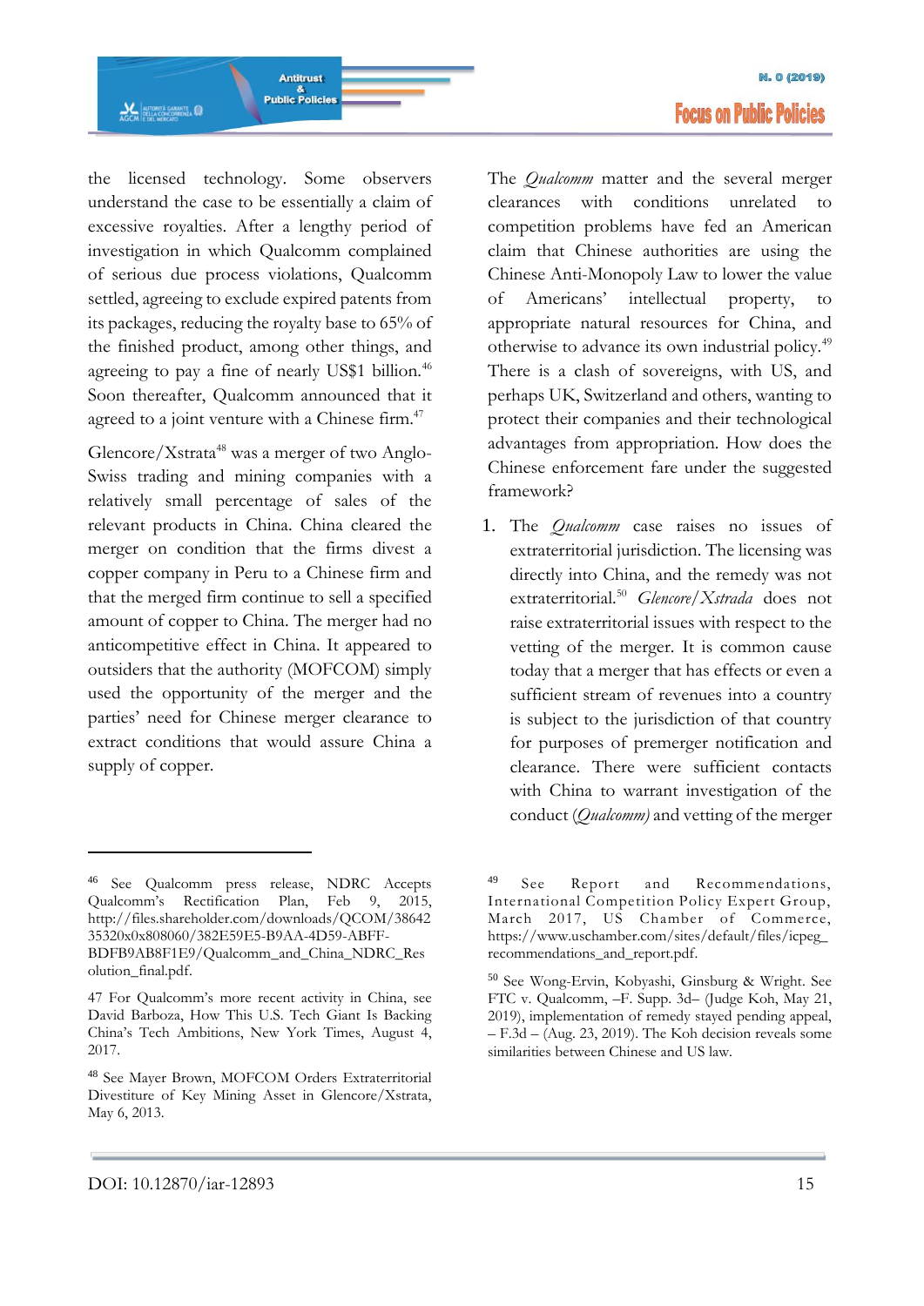the licensed technology. Some observers understand the case to be essentially a claim of excessive royalties. After a lengthy period of investigation in which Qualcomm complained of serious due process violations, Qualcomm settled, agreeing to exclude expired patents from its packages, reducing the royalty base to 65% of the finished product, among other things, and agreeing to pay a fine of nearly US$1 billion.[46] Soon thereafter, Qualcomm announced that it agreed to a joint venture with a Chinese firm.[47]

Glencore/Xstrata[48] was a merger of two Anglo-Swiss trading and mining companies with a relatively small percentage of sales of the relevant products in China. China cleared the merger on condition that the firms divest a copper company in Peru to a Chinese firm and that the merged firm continue to sell a specified amount of copper to China. The merger had no anticompetitive effect in China. It appeared to outsiders that the authority (MOFCOM) simply used the opportunity of the merger and the parties' need for Chinese merger clearance to extract conditions that would assure China a supply of copper.

The *Qualcomm* matter and the several merger clearances with conditions unrelated to competition problems have fed an American claim that Chinese authorities are using the Chinese Anti-Monopoly Law to lower the value of Americans' intellectual property, to appropriate natural resources for China, and otherwise to advance its own industrial policy.[49] There is a clash of sovereigns, with US, and perhaps UK, Switzerland and others, wanting to protect their companies and their technological advantages from appropriation. How does the Chinese enforcement fare under the suggested framework?

1. The *Qualcomm* case raises no issues of extraterritorial jurisdiction. The licensing was directly into China, and the remedy was not extraterritorial.[50] *Glencore/Xstrada* does not raise extraterritorial issues with respect to the vetting of the merger. It is common cause today that a merger that has effects or even a sufficient stream of revenues into a country is subject to the jurisdiction of that country for purposes of premerger notification and clearance. There were sufficient contacts with China to warrant investigation of the conduct (*Qualcomm*) and vetting of the merger

---

[46] See Qualcomm press release, NDRC Accepts Qualcomm's Rectification Plan, Feb 9, 2015, http://files.shareholder.com/downloads/QCOM/3864235320x0x808060/382E59E5-B9AA-4D59-ABFF-BDFB9AB8F1E9/Qualcomm_and_China_NDRC_Resolution_final.pdf.

47 For Qualcomm's more recent activity in China, see David Barboza, How This U.S. Tech Giant Is Backing China's Tech Ambitions, New York Times, August 4, 2017.

[48] See Mayer Brown, MOFCOM Orders Extraterritorial Divestiture of Key Mining Asset in Glencore/Xstrata, May 6, 2013.

[49] See Report and Recommendations, International Competition Policy Expert Group, March 2017, US Chamber of Commerce, https://www.uschamber.com/sites/default/files/icpeg_recommendations_and_report.pdf.

[50] See Wong-Ervin, Kobyashi, Ginsburg & Wright. See FTC v. Qualcomm, –F. Supp. 3d– (Judge Koh, May 21, 2019), implementation of remedy stayed pending appeal, – F.3d – (Aug. 23, 2019). The Koh decision reveals some similarities between Chinese and US law.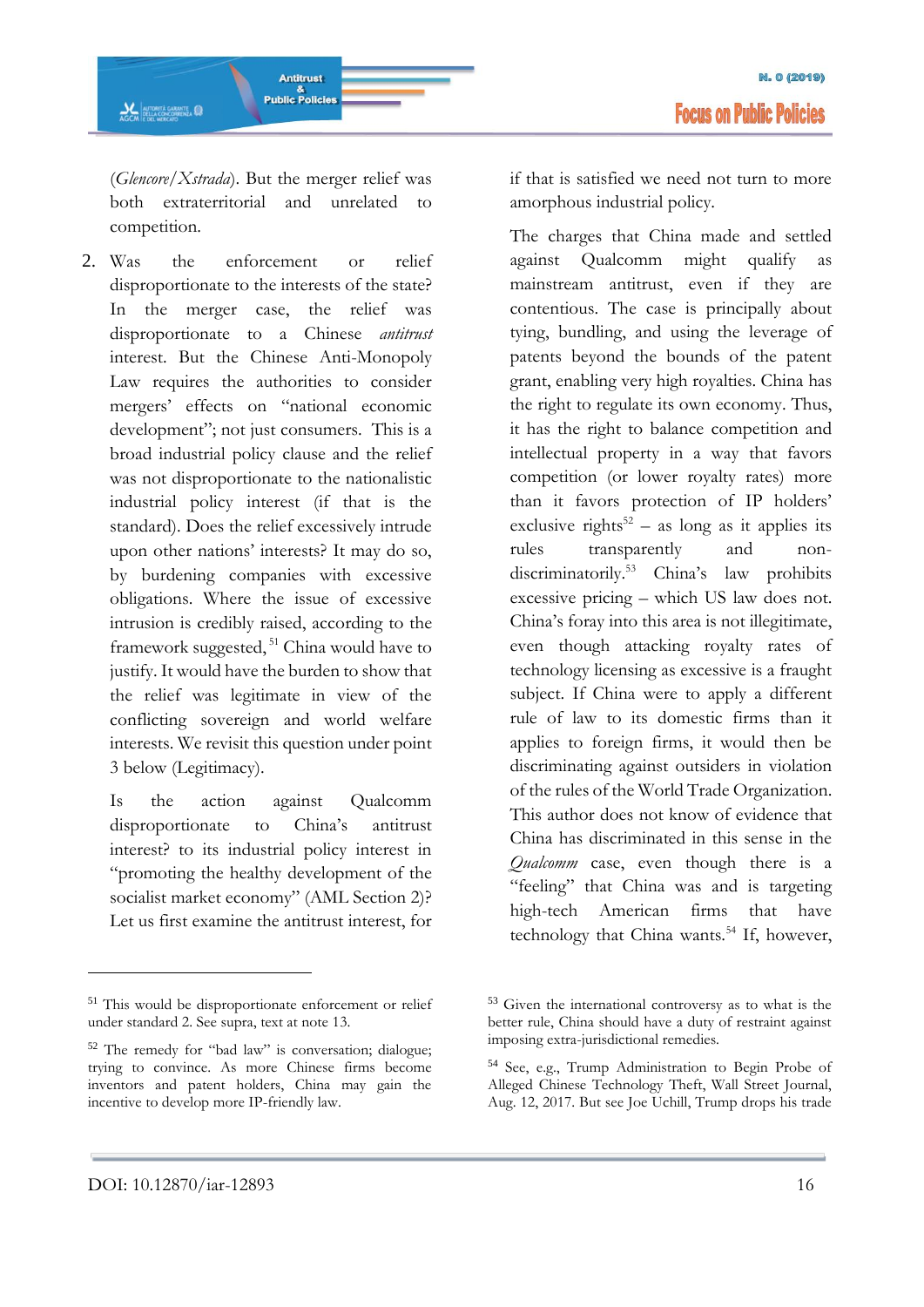(*Glencore/Xstrada*). But the merger relief was both extraterritorial and unrelated to competition.

2. Was the enforcement or relief disproportionate to the interests of the state? In the merger case, the relief was disproportionate to a Chinese *antitrust* interest. But the Chinese Anti-Monopoly Law requires the authorities to consider mergers' effects on "national economic development"; not just consumers. This is a broad industrial policy clause and the relief was not disproportionate to the nationalistic industrial policy interest (if that is the standard). Does the relief excessively intrude upon other nations' interests? It may do so, by burdening companies with excessive obligations. Where the issue of excessive intrusion is credibly raised, according to the framework suggested,[51] China would have to justify. It would have the burden to show that the relief was legitimate in view of the conflicting sovereign and world welfare interests. We revisit this question under point 3 below (Legitimacy).

   Is the action against Qualcomm disproportionate to China's antitrust interest? to its industrial policy interest in "promoting the healthy development of the socialist market economy" (AML Section 2)? Let us first examine the antitrust interest, for if that is satisfied we need not turn to more amorphous industrial policy.

   The charges that China made and settled against Qualcomm might qualify as mainstream antitrust, even if they are contentious. The case is principally about tying, bundling, and using the leverage of patents beyond the bounds of the patent grant, enabling very high royalties. China has the right to regulate its own economy. Thus, it has the right to balance competition and intellectual property in a way that favors competition (or lower royalty rates) more than it favors protection of IP holders' exclusive rights[52] – as long as it applies its rules transparently and non-discriminatorily.[53] China's law prohibits excessive pricing – which US law does not. China's foray into this area is not illegitimate, even though attacking royalty rates of technology licensing as excessive is a fraught subject. If China were to apply a different rule of law to its domestic firms than it applies to foreign firms, it would then be discriminating against outsiders in violation of the rules of the World Trade Organization. This author does not know of evidence that China has discriminated in this sense in the *Qualcomm* case, even though there is a "feeling" that China was and is targeting high-tech American firms that have technology that China wants.[54] If, however,

---

[51] This would be disproportionate enforcement or relief under standard 2. See supra, text at note 13.

[52] The remedy for "bad law" is conversation; dialogue; trying to convince. As more Chinese firms become inventors and patent holders, China may gain the incentive to develop more IP-friendly law.

[53] Given the international controversy as to what is the better rule, China should have a duty of restraint against imposing extra-jurisdictional remedies.

[54] See, e.g., Trump Administration to Begin Probe of Alleged Chinese Technology Theft, Wall Street Journal, Aug. 12, 2017. But see Joe Uchill, Trump drops his trade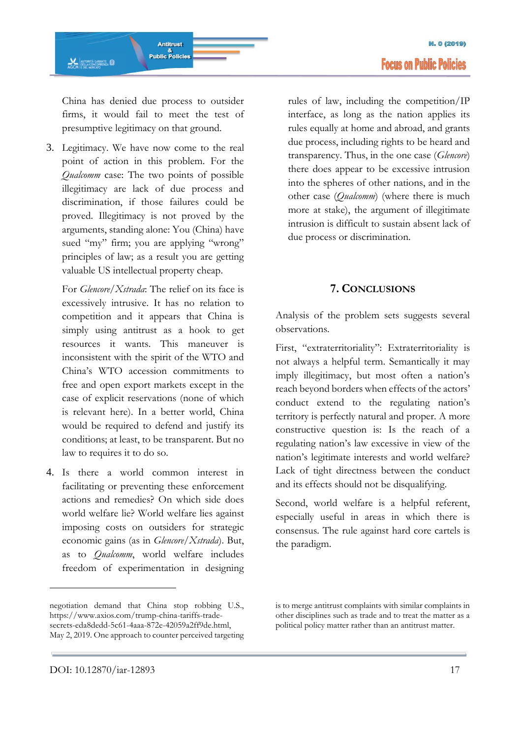China has denied due process to outsider firms, it would fail to meet the test of presumptive legitimacy on that ground.

3. Legitimacy. We have now come to the real point of action in this problem. For the *Qualcomm* case: The two points of possible illegitimacy are lack of due process and discrimination, if those failures could be proved. Illegitimacy is not proved by the arguments, standing alone: You (China) have sued "my" firm; you are applying "wrong" principles of law; as a result you are getting valuable US intellectual property cheap.

   For *Glencore/Xstrada*: The relief on its face is excessively intrusive. It has no relation to competition and it appears that China is simply using antitrust as a hook to get resources it wants. This maneuver is inconsistent with the spirit of the WTO and China's WTO accession commitments to free and open export markets except in the case of explicit reservations (none of which is relevant here). In a better world, China would be required to defend and justify its conditions; at least, to be transparent. But no law to requires it to do so.

4. Is there a world common interest in facilitating or preventing these enforcement actions and remedies? On which side does world welfare lie? World welfare lies against imposing costs on outsiders for strategic economic gains (as in *Glencore/Xstrada*). But, as to *Qualcomm*, world welfare includes freedom of experimentation in designing rules of law, including the competition/IP interface, as long as the nation applies its rules equally at home and abroad, and grants due process, including rights to be heard and transparency. Thus, in the one case (*Glencore*) there does appear to be excessive intrusion into the spheres of other nations, and in the other case (*Qualcomm*) (where there is much more at stake), the argument of illegitimate intrusion is difficult to sustain absent lack of due process or discrimination.

## 7. Conclusions

Analysis of the problem sets suggests several observations.

First, "extraterritoriality": Extraterritoriality is not always a helpful term. Semantically it may imply illegitimacy, but most often a nation's reach beyond borders when effects of the actors' conduct extend to the regulating nation's territory is perfectly natural and proper. A more constructive question is: Is the reach of a regulating nation's law excessive in view of the nation's legitimate interests and world welfare? Lack of tight directness between the conduct and its effects should not be disqualifying.

Second, world welfare is a helpful referent, especially useful in areas in which there is consensus. The rule against hard core cartels is the paradigm.

---

negotiation demand that China stop robbing U.S., https://www.axios.com/trump-china-tariffs-trade-secrets-eda8dedd-5c61-4aaa-872e-42059a2ff9de.html, May 2, 2019. One approach to counter perceived targeting is to merge antitrust complaints with similar complaints in other disciplines such as trade and to treat the matter as a political policy matter rather than an antitrust matter.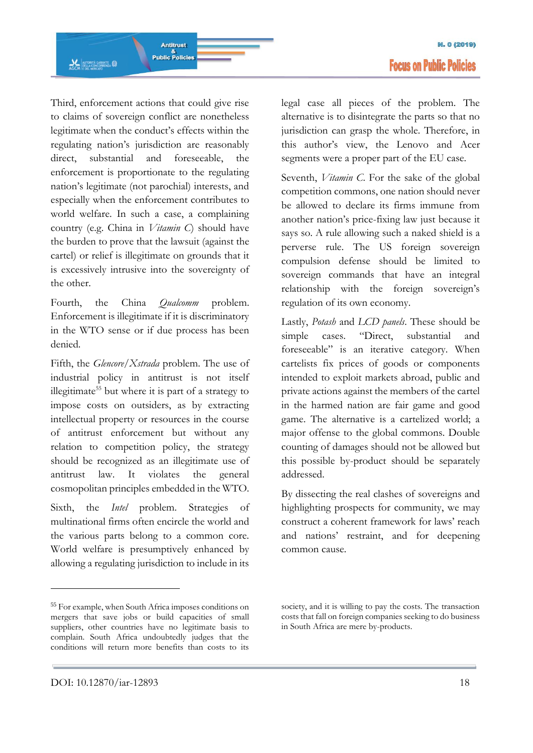Third, enforcement actions that could give rise to claims of sovereign conflict are nonetheless legitimate when the conduct's effects within the regulating nation's jurisdiction are reasonably direct, substantial and foreseeable, the enforcement is proportionate to the regulating nation's legitimate (not parochial) interests, and especially when the enforcement contributes to world welfare. In such a case, a complaining country (e.g. China in *Vitamin C*) should have the burden to prove that the lawsuit (against the cartel) or relief is illegitimate on grounds that it is excessively intrusive into the sovereignty of the other.

Fourth, the China *Qualcomm* problem. Enforcement is illegitimate if it is discriminatory in the WTO sense or if due process has been denied.

Fifth, the *Glencore/Xstrada* problem. The use of industrial policy in antitrust is not itself illegitimate[55] but where it is part of a strategy to impose costs on outsiders, as by extracting intellectual property or resources in the course of antitrust enforcement but without any relation to competition policy, the strategy should be recognized as an illegitimate use of antitrust law. It violates the general cosmopolitan principles embedded in the WTO.

Sixth, the *Intel* problem. Strategies of multinational firms often encircle the world and the various parts belong to a common core. World welfare is presumptively enhanced by allowing a regulating jurisdiction to include in its legal case all pieces of the problem. The alternative is to disintegrate the parts so that no jurisdiction can grasp the whole. Therefore, in this author's view, the Lenovo and Acer segments were a proper part of the EU case.

Seventh, *Vitamin C*. For the sake of the global competition commons, one nation should never be allowed to declare its firms immune from another nation's price-fixing law just because it says so. A rule allowing such a naked shield is a perverse rule. The US foreign sovereign compulsion defense should be limited to sovereign commands that have an integral relationship with the foreign sovereign's regulation of its own economy.

Lastly, *Potash* and *LCD panels*. These should be simple cases. "Direct, substantial and foreseeable" is an iterative category. When cartelists fix prices of goods or components intended to exploit markets abroad, public and private actions against the members of the cartel in the harmed nation are fair game and good game. The alternative is a cartelized world; a major offense to the global commons. Double counting of damages should not be allowed but this possible by-product should be separately addressed.

By dissecting the real clashes of sovereigns and highlighting prospects for community, we may construct a coherent framework for laws' reach and nations' restraint, and for deepening common cause.

---

[55] For example, when South Africa imposes conditions on mergers that save jobs or build capacities of small suppliers, other countries have no legitimate basis to complain. South Africa undoubtedly judges that the conditions will return more benefits than costs to its society, and it is willing to pay the costs. The transaction costs that fall on foreign companies seeking to do business in South Africa are mere by-products.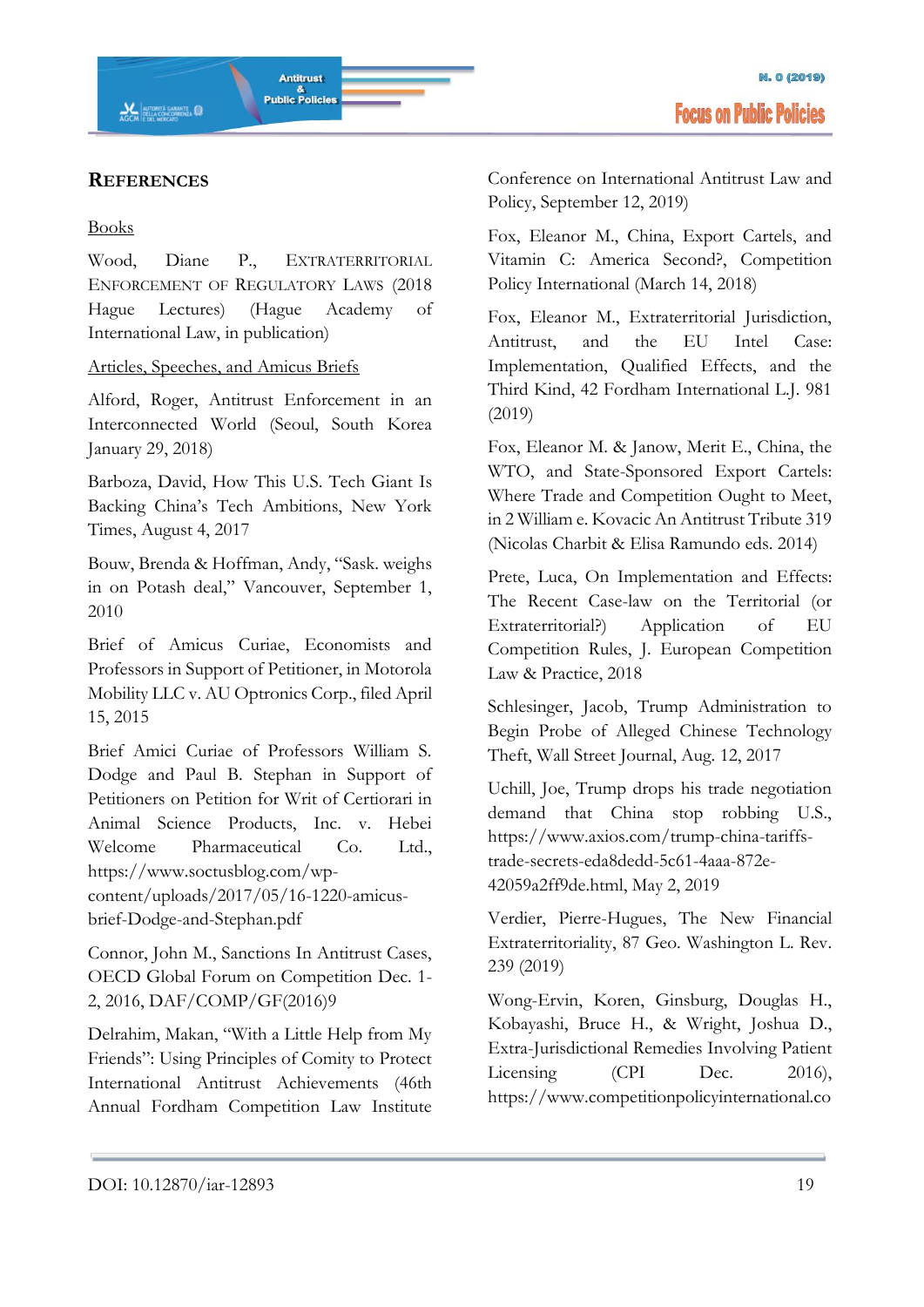## References

Books

Wood, Diane P., Extraterritorial Enforcement of Regulatory Laws (2018 Hague Lectures) (Hague Academy of International Law, in publication)

Articles, Speeches, and Amicus Briefs

Alford, Roger, Antitrust Enforcement in an Interconnected World (Seoul, South Korea January 29, 2018)

Barboza, David, How This U.S. Tech Giant Is Backing China's Tech Ambitions, New York Times, August 4, 2017

Bouw, Brenda & Hoffman, Andy, "Sask. weighs in on Potash deal," Vancouver, September 1, 2010

Brief of Amicus Curiae, Economists and Professors in Support of Petitioner, in Motorola Mobility LLC v. AU Optronics Corp., filed April 15, 2015

Brief Amici Curiae of Professors William S. Dodge and Paul B. Stephan in Support of Petitioners on Petition for Writ of Certiorari in Animal Science Products, Inc. v. Hebei Welcome Pharmaceutical Co. Ltd., https://www.soctusblog.com/wp-content/uploads/2017/05/16-1220-amicus-brief-Dodge-and-Stephan.pdf

Connor, John M., Sanctions In Antitrust Cases, OECD Global Forum on Competition Dec. 1-2, 2016, DAF/COMP/GF(2016)9

Delrahim, Makan, "With a Little Help from My Friends": Using Principles of Comity to Protect International Antitrust Achievements (46th Annual Fordham Competition Law Institute Conference on International Antitrust Law and Policy, September 12, 2019)

Fox, Eleanor M., China, Export Cartels, and Vitamin C: America Second?, Competition Policy International (March 14, 2018)

Fox, Eleanor M., Extraterritorial Jurisdiction, Antitrust, and the EU Intel Case: Implementation, Qualified Effects, and the Third Kind, 42 Fordham International L.J. 981 (2019)

Fox, Eleanor M. & Janow, Merit E., China, the WTO, and State-Sponsored Export Cartels: Where Trade and Competition Ought to Meet, in 2 William e. Kovacic An Antitrust Tribute 319 (Nicolas Charbit & Elisa Ramundo eds. 2014)

Prete, Luca, On Implementation and Effects: The Recent Case-law on the Territorial (or Extraterritorial?) Application of EU Competition Rules, J. European Competition Law & Practice, 2018

Schlesinger, Jacob, Trump Administration to Begin Probe of Alleged Chinese Technology Theft, Wall Street Journal, Aug. 12, 2017

Uchill, Joe, Trump drops his trade negotiation demand that China stop robbing U.S., https://www.axios.com/trump-china-tariffs-trade-secrets-eda8dedd-5c61-4aaa-872e-42059a2ff9de.html, May 2, 2019

Verdier, Pierre-Hugues, The New Financial Extraterritoriality, 87 Geo. Washington L. Rev. 239 (2019)

Wong-Ervin, Koren, Ginsburg, Douglas H., Kobayashi, Bruce H., & Wright, Joshua D., Extra-Jurisdictional Remedies Involving Patient Licensing (CPI Dec. 2016), https://www.competitionpolicyinternational.co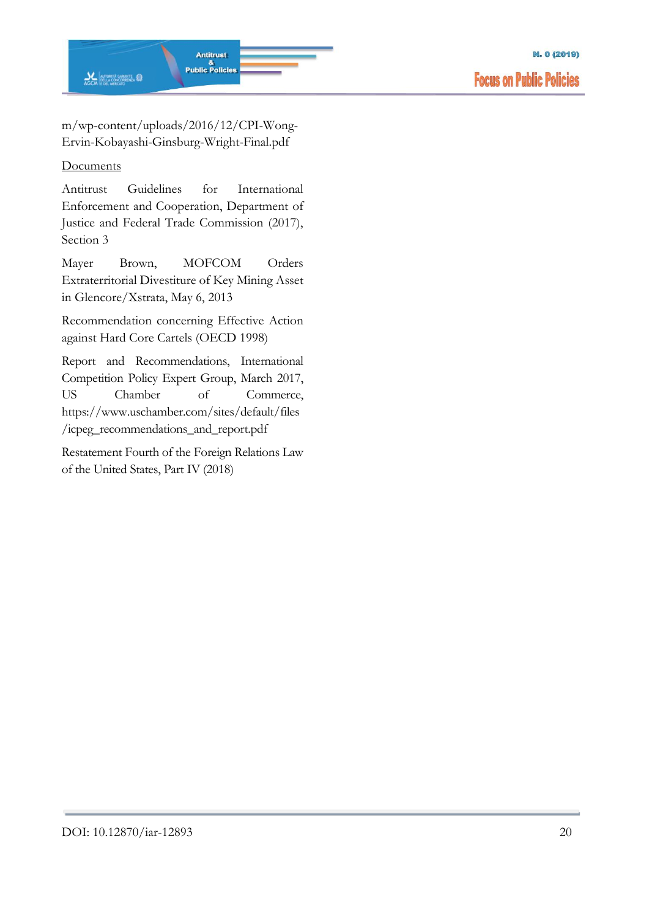m/wp-content/uploads/2016/12/CPI-Wong-Ervin-Kobayashi-Ginsburg-Wright-Final.pdf

Documents

Antitrust Guidelines for International Enforcement and Cooperation, Department of Justice and Federal Trade Commission (2017), Section 3

Mayer Brown, MOFCOM Orders Extraterritorial Divestiture of Key Mining Asset in Glencore/Xstrata, May 6, 2013

Recommendation concerning Effective Action against Hard Core Cartels (OECD 1998)

Report and Recommendations, International Competition Policy Expert Group, March 2017, US Chamber of Commerce, https://www.uschamber.com/sites/default/files/icpeg_recommendations_and_report.pdf

Restatement Fourth of the Foreign Relations Law of the United States, Part IV (2018)